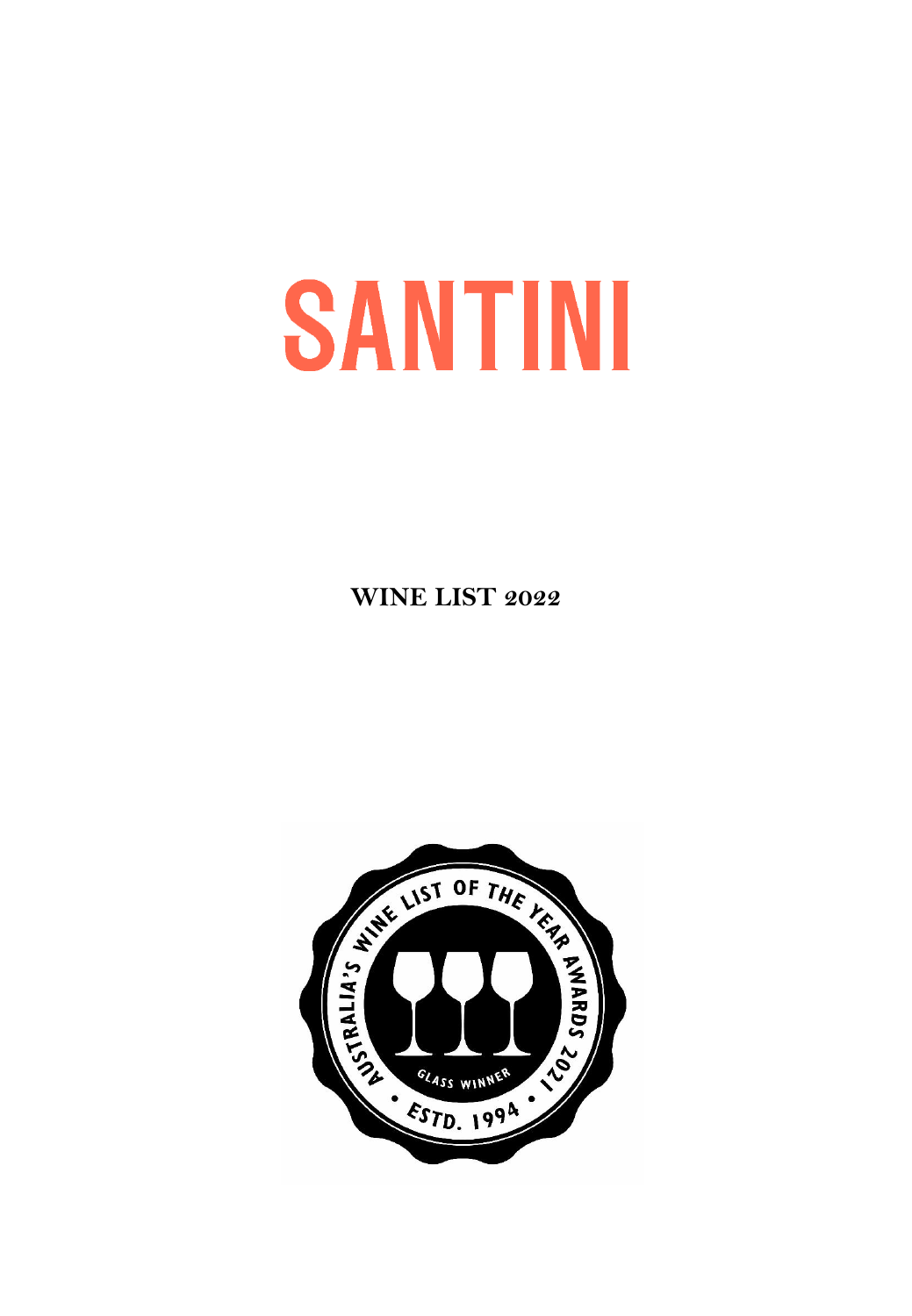# SANTINI

**WINE LIST *2022***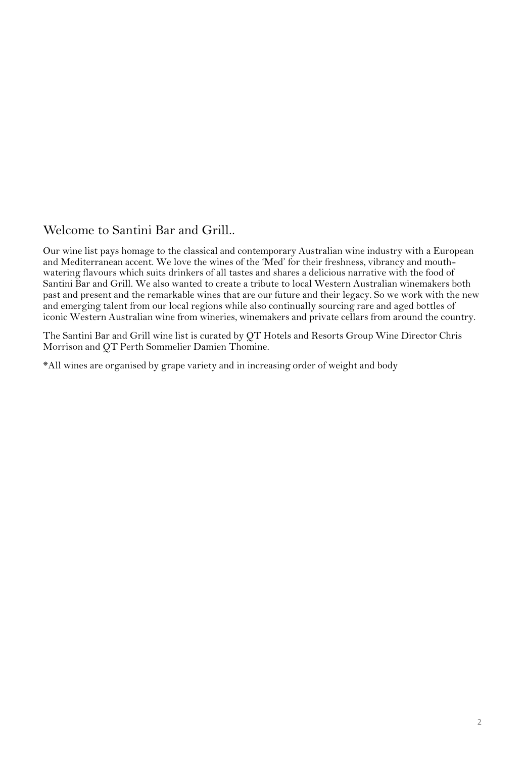## Welcome to Santini Bar and Grill..

Our wine list pays homage to the classical and contemporary Australian wine industry with a European and Mediterranean accent. We love the wines of the 'Med' for their freshness, vibrancy and mouth-watering flavours which suits drinkers of all tastes and shares a delicious narrative with the food of Santini Bar and Grill. We also wanted to create a tribute to local Western Australian winemakers both past and present and the remarkable wines that are our future and their legacy. So we work with the new and emerging talent from our local regions while also continually sourcing rare and aged bottles of iconic Western Australian wine from wineries, winemakers and private cellars from around the country.

The Santini Bar and Grill wine list is curated by QT Hotels and Resorts Group Wine Director Chris Morrison and QT Perth Sommelier Damien Thomine.

*All wines are organised by grape variety and in increasing order of weight and body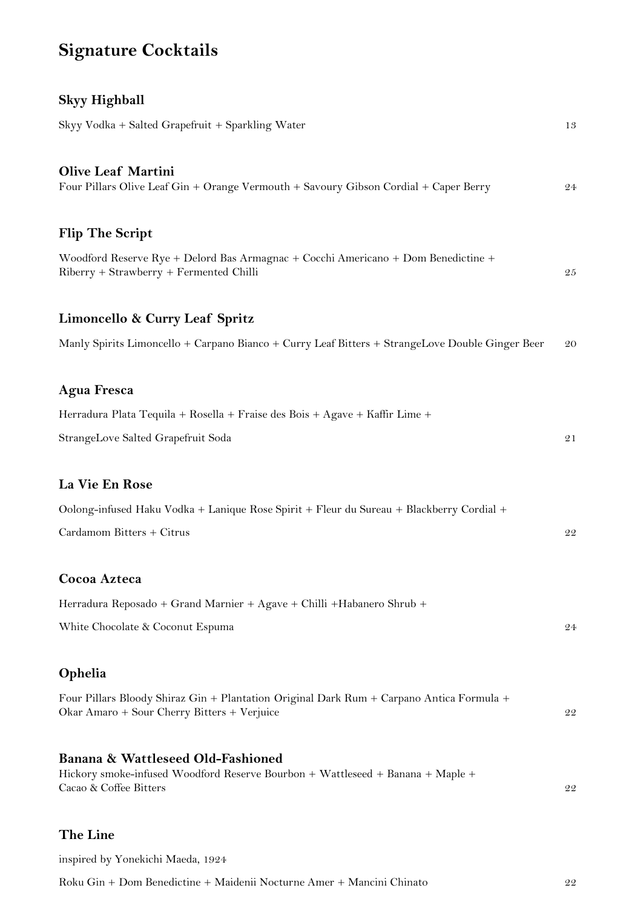# Signature Cocktails

### Skyy Highball

Skyy Vodka + Salted Grapefruit + Sparkling Water 13

### Olive Leaf Martini

Four Pillars Olive Leaf Gin + Orange Vermouth + Savoury Gibson Cordial + Caper Berry 24

### Flip The Script

Woodford Reserve Rye + Delord Bas Armagnac + Cocchi Americano + Dom Benedictine + Riberry + Strawberry + Fermented Chilli 25

### Limoncello & Curry Leaf Spritz

Manly Spirits Limoncello + Carpano Bianco + Curry Leaf Bitters + StrangeLove Double Ginger Beer 20

### Agua Fresca

Herradura Plata Tequila + Rosella + Fraise des Bois + Agave + Kaffir Lime + StrangeLove Salted Grapefruit Soda 21

### La Vie En Rose

Oolong-infused Haku Vodka + Lanique Rose Spirit + Fleur du Sureau + Blackberry Cordial + Cardamom Bitters + Citrus 22

### Cocoa Azteca

Herradura Reposado + Grand Marnier + Agave + Chilli +Habanero Shrub + White Chocolate & Coconut Espuma 24

### Ophelia

Four Pillars Bloody Shiraz Gin + Plantation Original Dark Rum + Carpano Antica Formula + Okar Amaro + Sour Cherry Bitters + Verjuice 22

### Banana & Wattleseed Old-Fashioned

Hickory smoke-infused Woodford Reserve Bourbon + Wattleseed + Banana + Maple + Cacao & Coffee Bitters 22

### The Line

inspired by Yonekichi Maeda, 1924

Roku Gin + Dom Benedictine + Maidenii Nocturne Amer + Mancini Chinato 22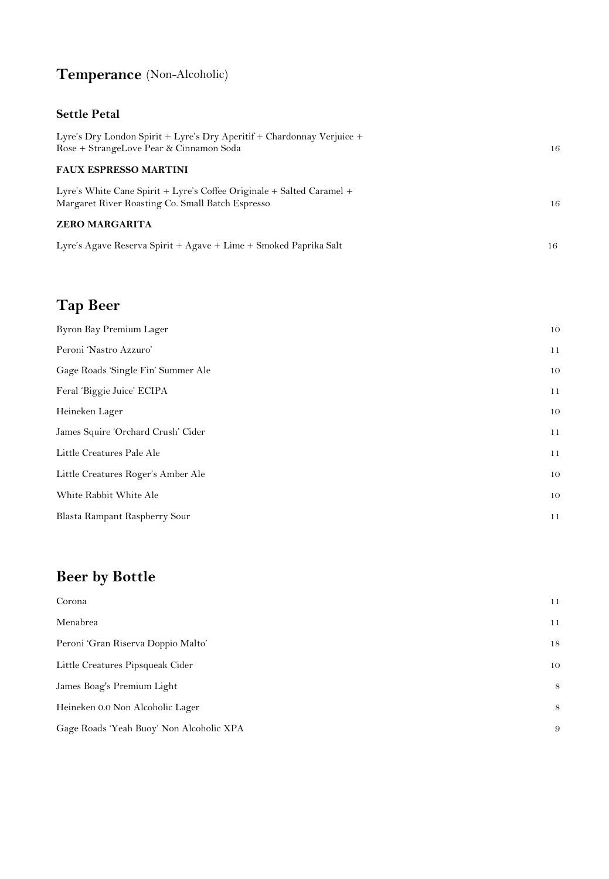## **Temperance** (Non-Alcoholic)

### Settle Petal

Lyre's Dry London Spirit + Lyre's Dry Aperitif + Chardonnay Verjuice + Rose + StrangeLove Pear & Cinnamon Soda — 16

### FAUX ESPRESSO MARTINI

Lyre's White Cane Spirit + Lyre's Coffee Originale + Salted Caramel + Margaret River Roasting Co. Small Batch Espresso — 16

### ZERO MARGARITA

Lyre's Agave Reserva Spirit + Agave + Lime + Smoked Paprika Salt — 16

## Tap Beer

| | |
|---|---|
| Byron Bay Premium Lager | 10 |
| Peroni 'Nastro Azzuro' | 11 |
| Gage Roads 'Single Fin' Summer Ale | 10 |
| Feral 'Biggie Juice' ECIPA | 11 |
| Heineken Lager | 10 |
| James Squire 'Orchard Crush' Cider | 11 |
| Little Creatures Pale Ale | 11 |
| Little Creatures Roger's Amber Ale | 10 |
| White Rabbit White Ale | 10 |
| Blasta Rampant Raspberry Sour | 11 |

## Beer by Bottle

| | |
|---|---|
| Corona | 11 |
| Menabrea | 11 |
| Peroni 'Gran Riserva Doppio Malto' | 18 |
| Little Creatures Pipsqueak Cider | 10 |
| James Boag's Premium Light | 8 |
| Heineken 0.0 Non Alcoholic Lager | 8 |
| Gage Roads 'Yeah Buoy' Non Alcoholic XPA | 9 |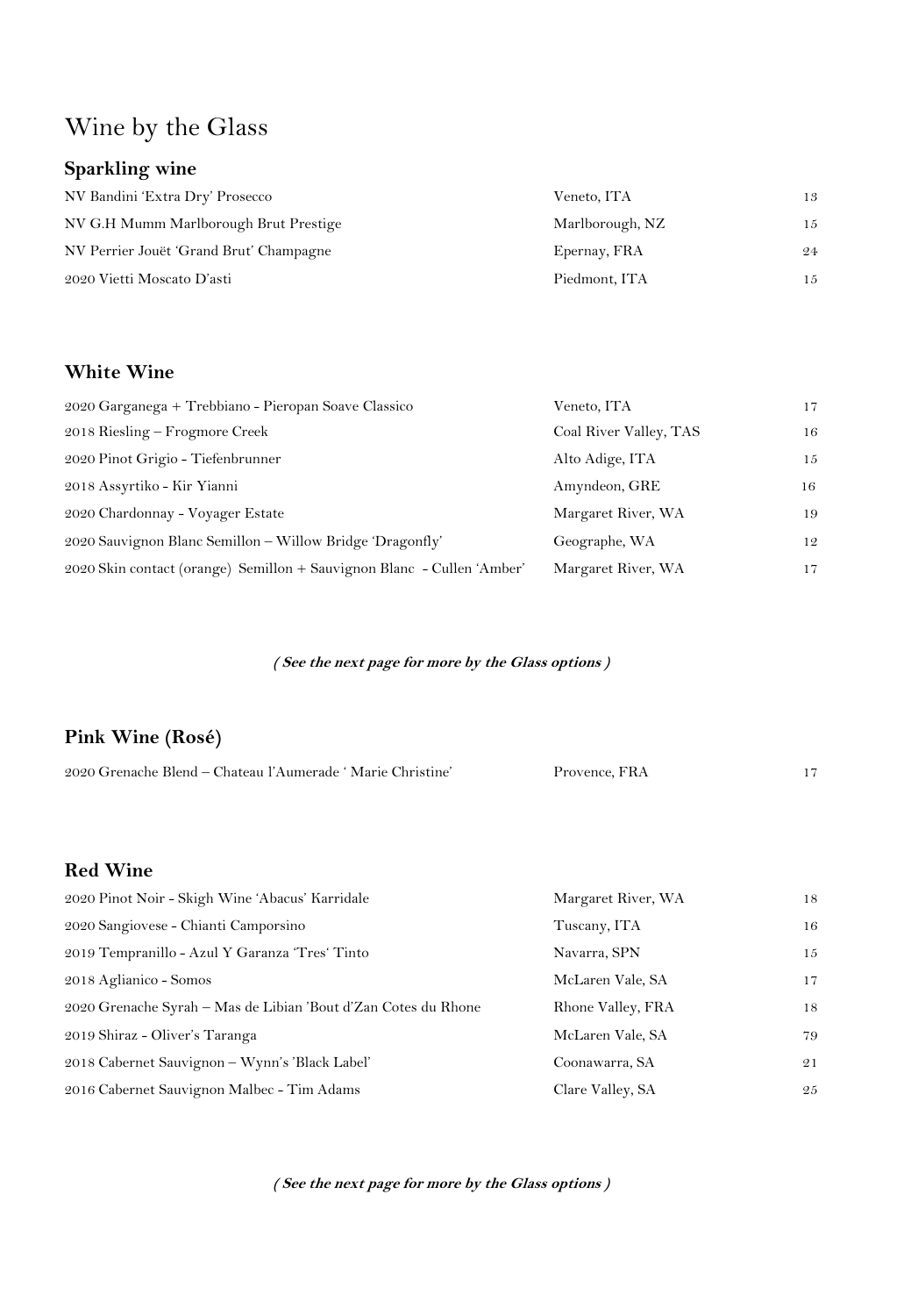# Wine by the Glass

## Sparkling wine

| | | |
|---|---|---|
| NV Bandini 'Extra Dry' Prosecco | Veneto, ITA | 13 |
| NV G.H Mumm Marlborough Brut Prestige | Marlborough, NZ | 15 |
| NV Perrier Jouët 'Grand Brut' Champagne | Epernay, FRA | 24 |
| 2020 Vietti Moscato D'asti | Piedmont, ITA | 15 |

## White Wine

| | | |
|---|---|---|
| 2020 Garganega + Trebbiano - Pieropan Soave Classico | Veneto, ITA | 17 |
| 2018 Riesling – Frogmore Creek | Coal River Valley, TAS | 16 |
| 2020 Pinot Grigio - Tiefenbrunner | Alto Adige, ITA | 15 |
| 2018 Assyrtiko - Kir Yianni | Amyndeon, GRE | 16 |
| 2020 Chardonnay - Voyager Estate | Margaret River, WA | 19 |
| 2020 Sauvignon Blanc Semillon – Willow Bridge 'Dragonfly' | Geographe, WA | 12 |
| 2020 Skin contact (orange) Semillon + Sauvignon Blanc - Cullen 'Amber' | Margaret River, WA | 17 |

***( See the next page for more by the Glass options )***

## Pink Wine (Rosé)

| | | |
|---|---|---|
| 2020 Grenache Blend – Chateau l'Aumerade ' Marie Christine' | Provence, FRA | 17 |

## Red Wine

| | | |
|---|---|---|
| 2020 Pinot Noir - Skigh Wine 'Abacus' Karridale | Margaret River, WA | 18 |
| 2020 Sangiovese - Chianti Camporsino | Tuscany, ITA | 16 |
| 2019 Tempranillo - Azul Y Garanza 'Tres' Tinto | Navarra, SPN | 15 |
| 2018 Aglianico - Somos | McLaren Vale, SA | 17 |
| 2020 Grenache Syrah – Mas de Libian 'Bout d'Zan Cotes du Rhone | Rhone Valley, FRA | 18 |
| 2019 Shiraz - Oliver's Taranga | McLaren Vale, SA | 79 |
| 2018 Cabernet Sauvignon – Wynn's 'Black Label' | Coonawarra, SA | 21 |
| 2016 Cabernet Sauvignon Malbec - Tim Adams | Clare Valley, SA | 25 |

***( See the next page for more by the Glass options )***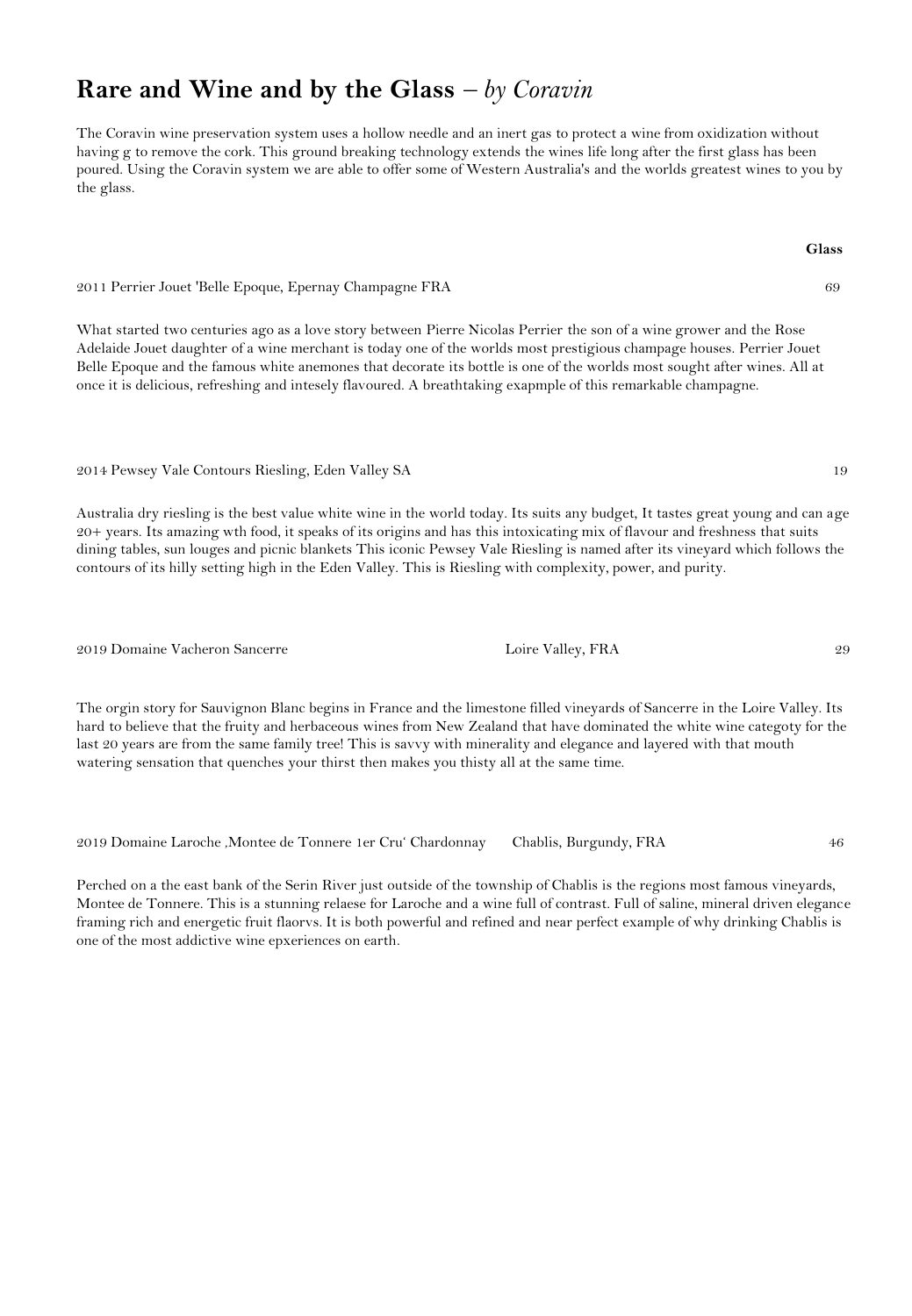# **Rare and Wine and by the Glass** – *by Coravin*

The Coravin wine preservation system uses a hollow needle and an inert gas to protect a wine from oxidization without having g to remove the cork. This ground breaking technology extends the wines life long after the first glass has been poured. Using the Coravin system we are able to offer some of Western Australia's and the worlds greatest wines to you by the glass.

| | | **Glass** |
|---|---|---|
| 2011 Perrier Jouet 'Belle Epoque, Epernay Champagne FRA | | 69 |

What started two centuries ago as a love story between Pierre Nicolas Perrier the son of a wine grower and the Rose Adelaide Jouet daughter of a wine merchant is today one of the worlds most prestigious champage houses. Perrier Jouet Belle Epoque and the famous white anemones that decorate its bottle is one of the worlds most sought after wines. All at once it is delicious, refreshing and intesely flavoured. A breathtaking exapmple of this remarkable champagne.

| | | |
|---|---|---|
| 2014 Pewsey Vale Contours Riesling, Eden Valley SA | | 19 |

Australia dry riesling is the best value white wine in the world today. Its suits any budget, It tastes great young and can age 20+ years. Its amazing wth food, it speaks of its origins and has this intoxicating mix of flavour and freshness that suits dining tables, sun louges and picnic blankets This iconic Pewsey Vale Riesling is named after its vineyard which follows the contours of its hilly setting high in the Eden Valley. This is Riesling with complexity, power, and purity.

| | | |
|---|---|---|
| 2019 Domaine Vacheron Sancerre | Loire Valley, FRA | 29 |

The orgin story for Sauvignon Blanc begins in France and the limestone filled vineyards of Sancerre in the Loire Valley. Its hard to believe that the fruity and herbaceous wines from New Zealand that have dominated the white wine categoty for the last 20 years are from the same family tree! This is savvy with minerality and elegance and layered with that mouth watering sensation that quenches your thirst then makes you thisty all at the same time.

| | | |
|---|---|---|
| 2019 Domaine Laroche ,Montee de Tonnere 1er Cru' Chardonnay | Chablis, Burgundy, FRA | 46 |

Perched on a the east bank of the Serin River just outside of the township of Chablis is the regions most famous vineyards, Montee de Tonnere. This is a stunning relaese for Laroche and a wine full of contrast. Full of saline, mineral driven elegance framing rich and energetic fruit flaorvs. It is both powerful and refined and near perfect example of why drinking Chablis is one of the most addictive wine epxeriences on earth.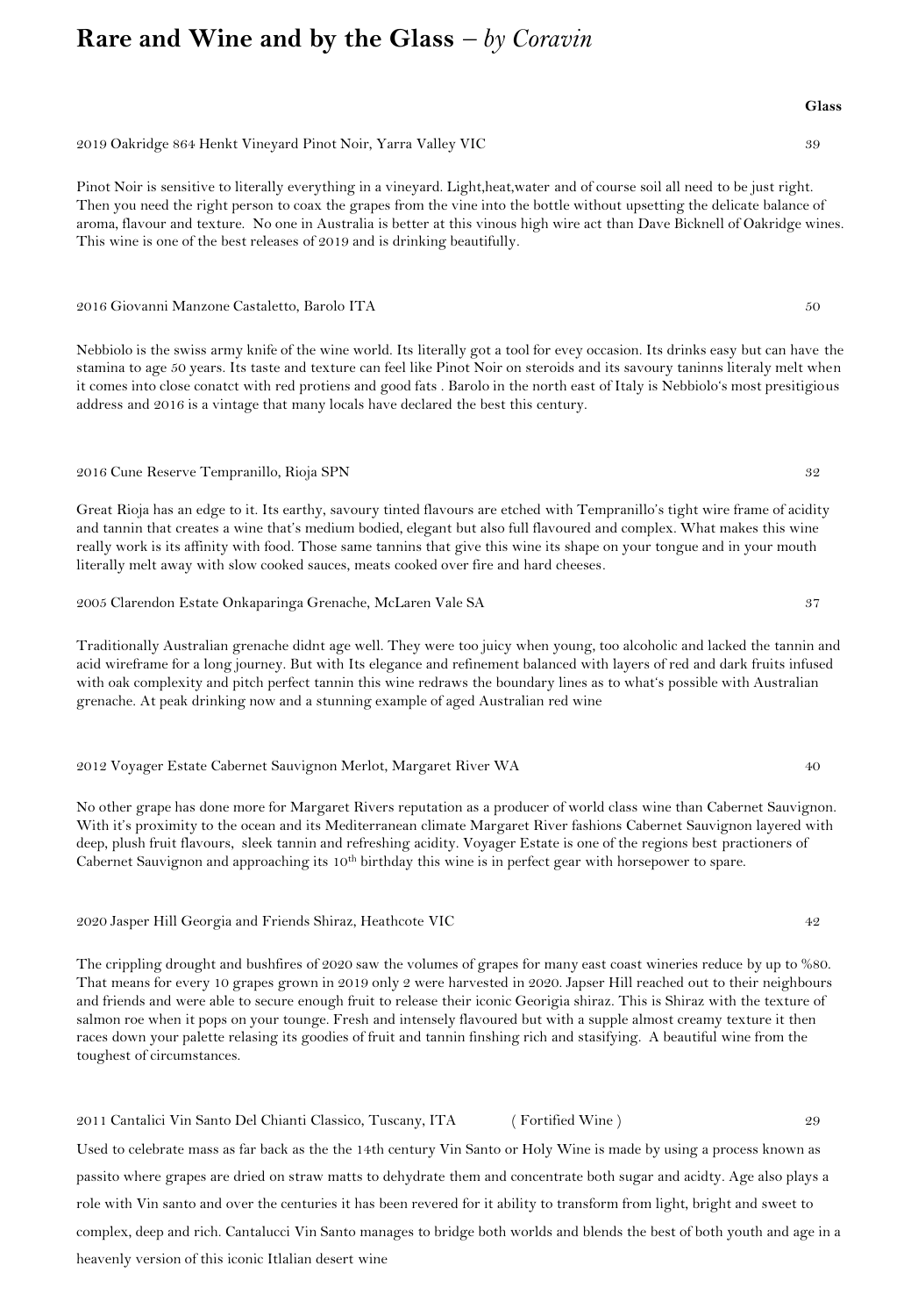# Rare and Wine and by the Glass – *by Coravin*

**Glass**

2019 Oakridge 864 Henkt Vineyard Pinot Noir, Yarra Valley VIC 39

Pinot Noir is sensitive to literally everything in a vineyard. Light,heat,water and of course soil all need to be just right. Then you need the right person to coax the grapes from the vine into the bottle without upsetting the delicate balance of aroma, flavour and texture. No one in Australia is better at this vinous high wire act than Dave Bicknell of Oakridge wines. This wine is one of the best releases of 2019 and is drinking beautifully.

2016 Giovanni Manzone Castaletto, Barolo ITA 50

Nebbiolo is the swiss army knife of the wine world. Its literally got a tool for evey occasion. Its drinks easy but can have the stamina to age 50 years. Its taste and texture can feel like Pinot Noir on steroids and its savoury taninns literaly melt when it comes into close conatct with red protiens and good fats . Barolo in the north east of Italy is Nebbiolo's most presitigious address and 2016 is a vintage that many locals have declared the best this century.

2016 Cune Reserve Tempranillo, Rioja SPN 32

Great Rioja has an edge to it. Its earthy, savoury tinted flavours are etched with Tempranillo's tight wire frame of acidity and tannin that creates a wine that's medium bodied, elegant but also full flavoured and complex. What makes this wine really work is its affinity with food. Those same tannins that give this wine its shape on your tongue and in your mouth literally melt away with slow cooked sauces, meats cooked over fire and hard cheeses.

2005 Clarendon Estate Onkaparinga Grenache, McLaren Vale SA 37

Traditionally Australian grenache didnt age well. They were too juicy when young, too alcoholic and lacked the tannin and acid wireframe for a long journey. But with Its elegance and refinement balanced with layers of red and dark fruits infused with oak complexity and pitch perfect tannin this wine redraws the boundary lines as to what's possible with Australian grenache. At peak drinking now and a stunning example of aged Australian red wine

2012 Voyager Estate Cabernet Sauvignon Merlot, Margaret River WA 40

No other grape has done more for Margaret Rivers reputation as a producer of world class wine than Cabernet Sauvignon. With it's proximity to the ocean and its Mediterranean climate Margaret River fashions Cabernet Sauvignon layered with deep, plush fruit flavours, sleek tannin and refreshing acidity. Voyager Estate is one of the regions best practioners of Cabernet Sauvignon and approaching its 10th birthday this wine is in perfect gear with horsepower to spare.

2020 Jasper Hill Georgia and Friends Shiraz, Heathcote VIC 42

The crippling drought and bushfires of 2020 saw the volumes of grapes for many east coast wineries reduce by up to %80. That means for every 10 grapes grown in 2019 only 2 were harvested in 2020. Japser Hill reached out to their neighbours and friends and were able to secure enough fruit to release their iconic Georigia shiraz. This is Shiraz with the texture of salmon roe when it pops on your tounge. Fresh and intensely flavoured but with a supple almost creamy texture it then races down your palette relasing its goodies of fruit and tannin finshing rich and stasifying. A beautiful wine from the toughest of circumstances.

2011 Cantalici Vin Santo Del Chianti Classico, Tuscany, ITA ( Fortified Wine ) 29

Used to celebrate mass as far back as the the 14th century Vin Santo or Holy Wine is made by using a process known as passito where grapes are dried on straw matts to dehydrate them and concentrate both sugar and acidty. Age also plays a role with Vin santo and over the centuries it has been revered for it ability to transform from light, bright and sweet to complex, deep and rich. Cantalucci Vin Santo manages to bridge both worlds and blends the best of both youth and age in a heavenly version of this iconic Itlalian desert wine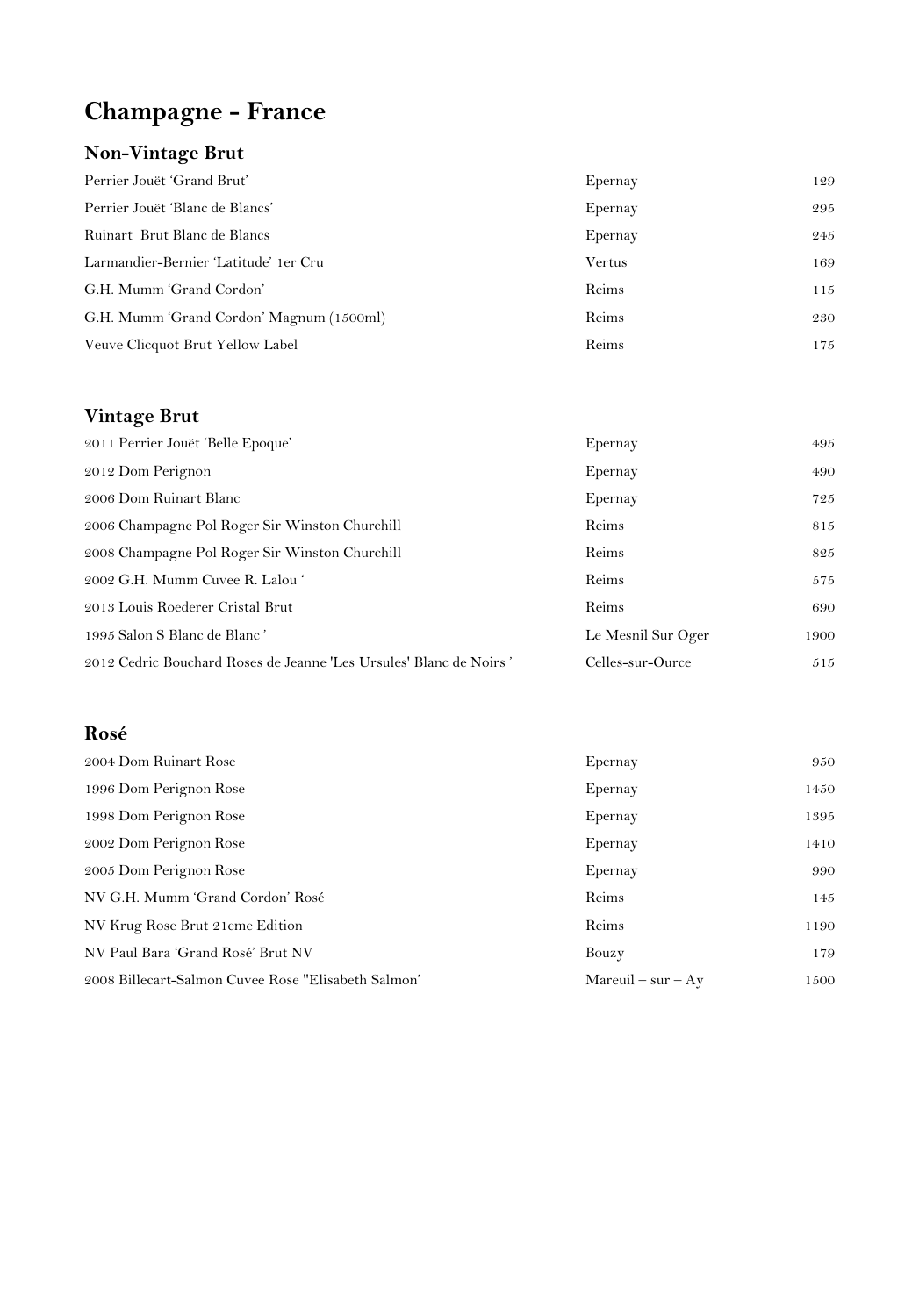# Champagne - France

## Non-Vintage Brut

| | | |
|---|---|---|
| Perrier Jouët 'Grand Brut' | Epernay | 129 |
| Perrier Jouët 'Blanc de Blancs' | Epernay | 295 |
| Ruinart Brut Blanc de Blancs | Epernay | 245 |
| Larmandier-Bernier 'Latitude' 1er Cru | Vertus | 169 |
| G.H. Mumm 'Grand Cordon' | Reims | 115 |
| G.H. Mumm 'Grand Cordon' Magnum (1500ml) | Reims | 230 |
| Veuve Clicquot Brut Yellow Label | Reims | 175 |

## Vintage Brut

| | | |
|---|---|---|
| 2011 Perrier Jouët 'Belle Epoque' | Epernay | 495 |
| 2012 Dom Perignon | Epernay | 490 |
| 2006 Dom Ruinart Blanc | Epernay | 725 |
| 2006 Champagne Pol Roger Sir Winston Churchill | Reims | 815 |
| 2008 Champagne Pol Roger Sir Winston Churchill | Reims | 825 |
| 2002 G.H. Mumm Cuvee R. Lalou ' | Reims | 575 |
| 2013 Louis Roederer Cristal Brut | Reims | 690 |
| 1995 Salon S Blanc de Blanc ' | Le Mesnil Sur Oger | 1900 |
| 2012 Cedric Bouchard Roses de Jeanne 'Les Ursules' Blanc de Noirs ' | Celles-sur-Ource | 515 |

## Rosé

| | | |
|---|---|---|
| 2004 Dom Ruinart Rose | Epernay | 950 |
| 1996 Dom Perignon Rose | Epernay | 1450 |
| 1998 Dom Perignon Rose | Epernay | 1395 |
| 2002 Dom Perignon Rose | Epernay | 1410 |
| 2005 Dom Perignon Rose | Epernay | 990 |
| NV G.H. Mumm 'Grand Cordon' Rosé | Reims | 145 |
| NV Krug Rose Brut 21eme Edition | Reims | 1190 |
| NV Paul Bara 'Grand Rosé' Brut NV | Bouzy | 179 |
| 2008 Billecart-Salmon Cuvee Rose "Elisabeth Salmon' | Mareuil – sur – Ay | 1500 |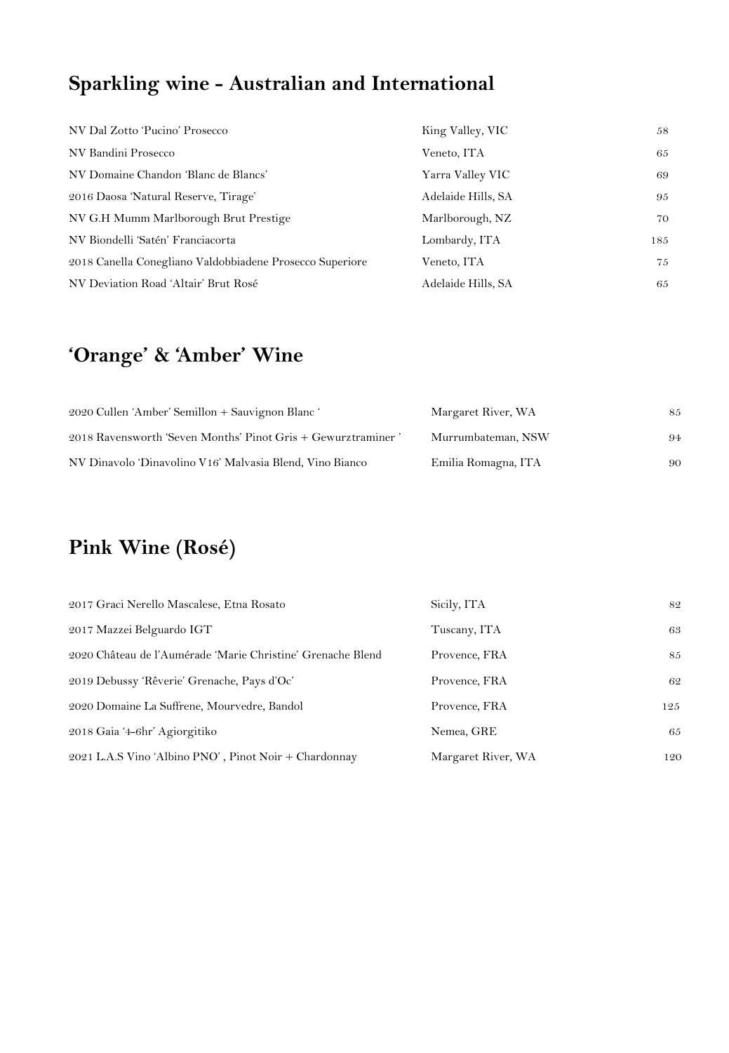## Sparkling wine - Australian and International

| | | |
|---|---|---|
| NV Dal Zotto 'Pucino' Prosecco | King Valley, VIC | 58 |
| NV Bandini Prosecco | Veneto, ITA | 65 |
| NV Domaine Chandon 'Blanc de Blancs' | Yarra Valley VIC | 69 |
| 2016 Daosa 'Natural Reserve, Tirage' | Adelaide Hills, SA | 95 |
| NV G.H Mumm Marlborough Brut Prestige | Marlborough, NZ | 70 |
| NV Biondelli 'Satén' Franciacorta | Lombardy, ITA | 185 |
| 2018 Canella Conegliano Valdobbiadene Prosecco Superiore | Veneto, ITA | 75 |
| NV Deviation Road 'Altair' Brut Rosé | Adelaide Hills, SA | 65 |

## 'Orange' & 'Amber' Wine

| | | |
|---|---|---|
| 2020 Cullen 'Amber' Semillon + Sauvignon Blanc ' | Margaret River, WA | 85 |
| 2018 Ravensworth 'Seven Months' Pinot Gris + Gewurztraminer ' | Murrumbateman, NSW | 94 |
| NV Dinavolo 'Dinavolino V16' Malvasia Blend, Vino Bianco | Emilia Romagna, ITA | 90 |

## Pink Wine (Rosé)

| | | |
|---|---|---|
| 2017 Graci Nerello Mascalese, Etna Rosato | Sicily, ITA | 82 |
| 2017 Mazzei Belguardo IGT | Tuscany, ITA | 63 |
| 2020 Château de l'Aumérade 'Marie Christine' Grenache Blend | Provence, FRA | 85 |
| 2019 Debussy 'Rêverie' Grenache, Pays d'Oc' | Provence, FRA | 62 |
| 2020 Domaine La Suffrene, Mourvedre, Bandol | Provence, FRA | 125 |
| 2018 Gaia '4-6hr' Agiorgitiko | Nemea, GRE | 65 |
| 2021 L.A.S Vino 'Albino PNO' , Pinot Noir + Chardonnay | Margaret River, WA | 120 |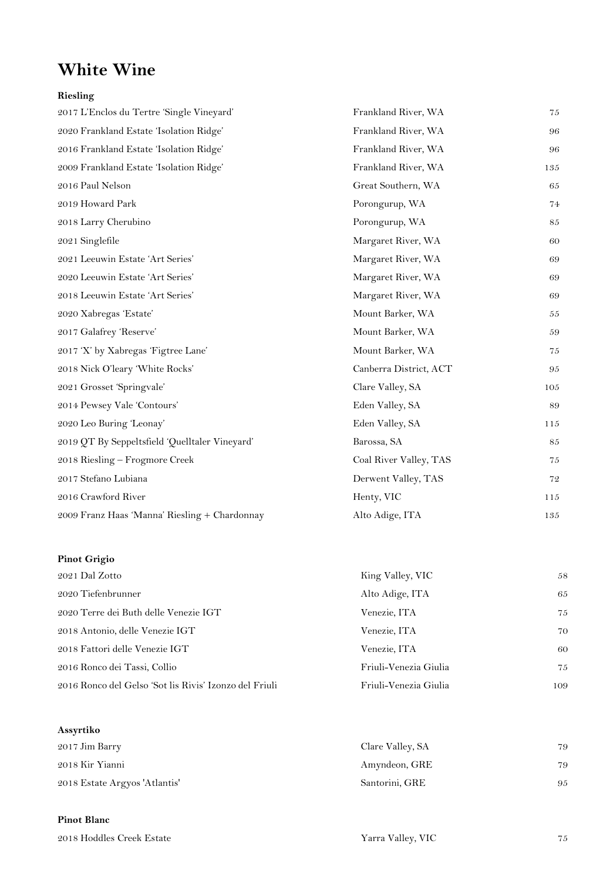# White Wine

**Riesling**

| | | |
|---|---|---|
| 2017 L'Enclos du Tertre 'Single Vineyard' | Frankland River, WA | 75 |
| 2020 Frankland Estate 'Isolation Ridge' | Frankland River, WA | 96 |
| 2016 Frankland Estate 'Isolation Ridge' | Frankland River, WA | 96 |
| 2009 Frankland Estate 'Isolation Ridge' | Frankland River, WA | 135 |
| 2016 Paul Nelson | Great Southern, WA | 65 |
| 2019 Howard Park | Porongurup, WA | 74 |
| 2018 Larry Cherubino | Porongurup, WA | 85 |
| 2021 Singlefile | Margaret River, WA | 60 |
| 2021 Leeuwin Estate 'Art Series' | Margaret River, WA | 69 |
| 2020 Leeuwin Estate 'Art Series' | Margaret River, WA | 69 |
| 2018 Leeuwin Estate 'Art Series' | Margaret River, WA | 69 |
| 2020 Xabregas 'Estate' | Mount Barker, WA | 55 |
| 2017 Galafrey 'Reserve' | Mount Barker, WA | 59 |
| 2017 'X' by Xabregas 'Figtree Lane' | Mount Barker, WA | 75 |
| 2018 Nick O'leary 'White Rocks' | Canberra District, ACT | 95 |
| 2021 Grosset 'Springvale' | Clare Valley, SA | 105 |
| 2014 Pewsey Vale 'Contours' | Eden Valley, SA | 89 |
| 2020 Leo Buring 'Leonay' | Eden Valley, SA | 115 |
| 2019 QT By Seppeltsfield 'Quelltaler Vineyard' | Barossa, SA | 85 |
| 2018 Riesling – Frogmore Creek | Coal River Valley, TAS | 75 |
| 2017 Stefano Lubiana | Derwent Valley, TAS | 72 |
| 2016 Crawford River | Henty, VIC | 115 |
| 2009 Franz Haas 'Manna' Riesling + Chardonnay | Alto Adige, ITA | 135 |

**Pinot Grigio**

| | | |
|---|---|---|
| 2021 Dal Zotto | King Valley, VIC | 58 |
| 2020 Tiefenbrunner | Alto Adige, ITA | 65 |
| 2020 Terre dei Buth delle Venezie IGT | Venezie, ITA | 75 |
| 2018 Antonio, delle Venezie IGT | Venezie, ITA | 70 |
| 2018 Fattori delle Venezie IGT | Venezie, ITA | 60 |
| 2016 Ronco dei Tassi, Collio | Friuli-Venezia Giulia | 75 |
| 2016 Ronco del Gelso 'Sot lis Rivis' Izonzo del Friuli | Friuli-Venezia Giulia | 109 |

**Assyrtiko**

| | | |
|---|---|---|
| 2017 Jim Barry | Clare Valley, SA | 79 |
| 2018 Kir Yianni | Amyndeon, GRE | 79 |
| 2018 Estate Argyos 'Atlantis' | Santorini, GRE | 95 |

**Pinot Blanc**

| | | |
|---|---|---|
| 2018 Hoddles Creek Estate | Yarra Valley, VIC | 75 |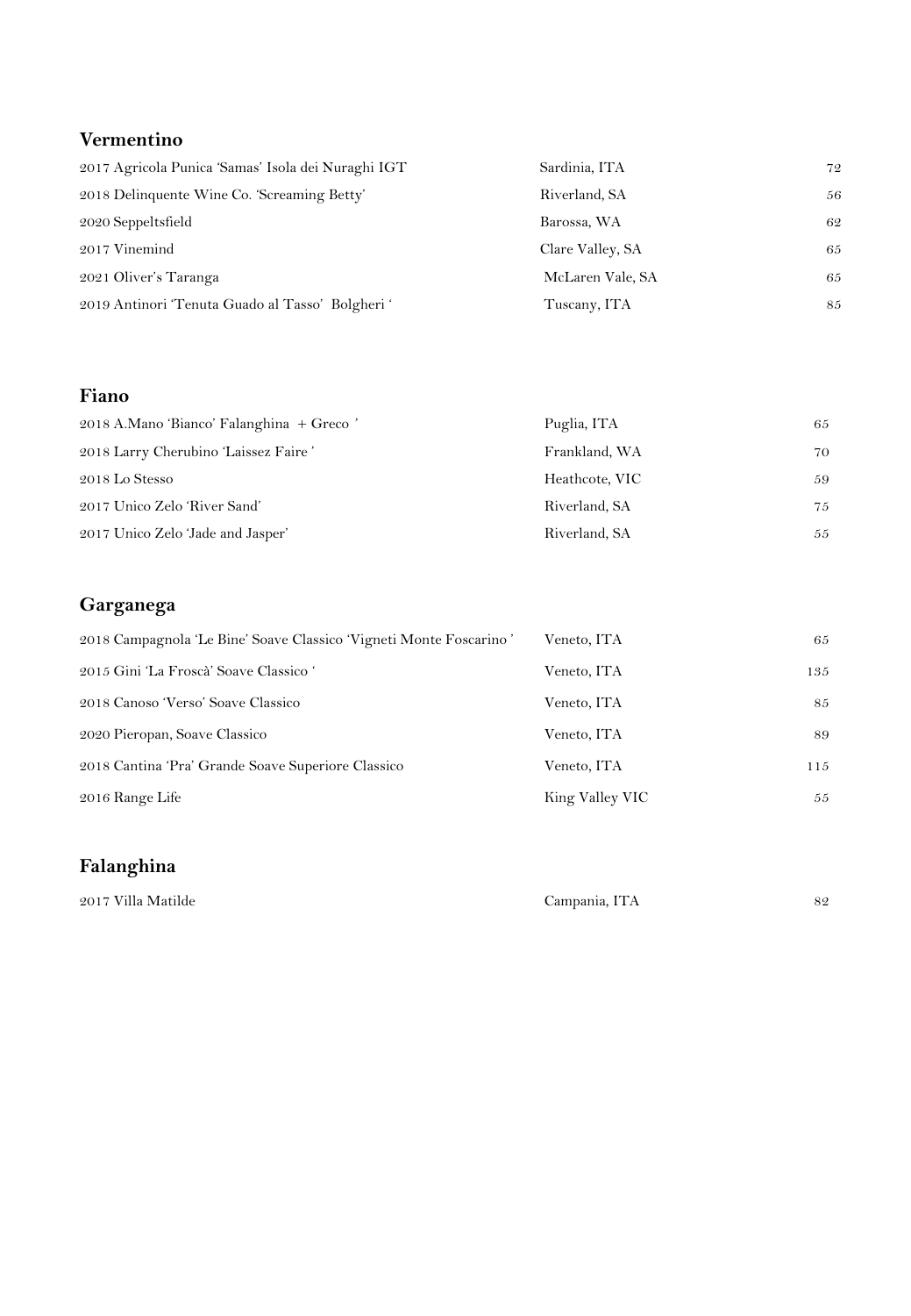## Vermentino

| | | |
|---|---|---|
| 2017 Agricola Punica 'Samas' Isola dei Nuraghi IGT | Sardinia, ITA | 72 |
| 2018 Delinquente Wine Co. 'Screaming Betty' | Riverland, SA | 56 |
| 2020 Seppeltsfield | Barossa, WA | 62 |
| 2017 Vinemind | Clare Valley, SA | 65 |
| 2021 Oliver's Taranga | McLaren Vale, SA | 65 |
| 2019 Antinori 'Tenuta Guado al Tasso' Bolgheri ' | Tuscany, ITA | 85 |

## Fiano

| | | |
|---|---|---|
| 2018 A.Mano 'Bianco' Falanghina + Greco ' | Puglia, ITA | 65 |
| 2018 Larry Cherubino 'Laissez Faire ' | Frankland, WA | 70 |
| 2018 Lo Stesso | Heathcote, VIC | 59 |
| 2017 Unico Zelo 'River Sand' | Riverland, SA | 75 |
| 2017 Unico Zelo 'Jade and Jasper' | Riverland, SA | 55 |

## Garganega

| | | |
|---|---|---|
| 2018 Campagnola 'Le Bine' Soave Classico 'Vigneti Monte Foscarino ' | Veneto, ITA | 65 |
| 2015 Gini 'La Froscà' Soave Classico ' | Veneto, ITA | 135 |
| 2018 Canoso 'Verso' Soave Classico | Veneto, ITA | 85 |
| 2020 Pieropan, Soave Classico | Veneto, ITA | 89 |
| 2018 Cantina 'Pra' Grande Soave Superiore Classico | Veneto, ITA | 115 |
| 2016 Range Life | King Valley VIC | 55 |

## Falanghina

| | | |
|---|---|---|
| 2017 Villa Matilde | Campania, ITA | 82 |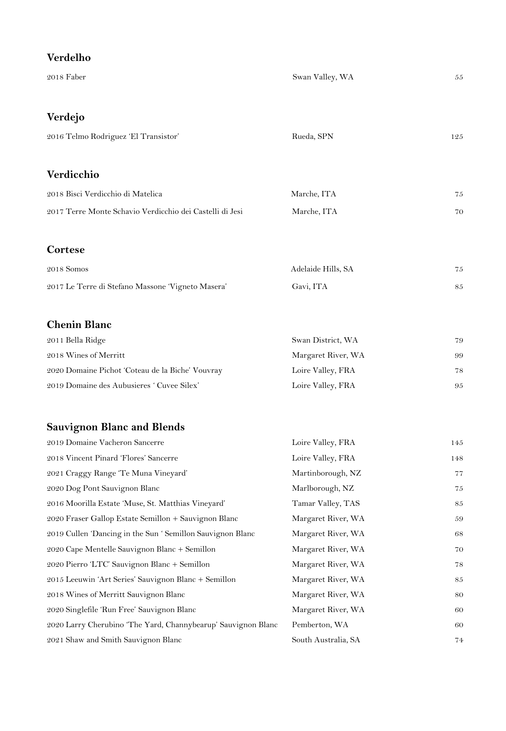## Verdelho

| | | |
|---|---|---|
| 2018 Faber | Swan Valley, WA | 55 |

## Verdejo

| | | |
|---|---|---|
| 2016 Telmo Rodriguez 'El Transistor' | Rueda, SPN | 125 |

## Verdicchio

| | | |
|---|---|---|
| 2018 Bisci Verdicchio di Matelica | Marche, ITA | 75 |
| 2017 Terre Monte Schavio Verdicchio dei Castelli di Jesi | Marche, ITA | 70 |

## Cortese

| | | |
|---|---|---|
| 2018 Somos | Adelaide Hills, SA | 75 |
| 2017 Le Terre di Stefano Massone 'Vigneto Masera' | Gavi, ITA | 85 |

## Chenin Blanc

| | | |
|---|---|---|
| 2011 Bella Ridge | Swan District, WA | 79 |
| 2018 Wines of Merritt | Margaret River, WA | 99 |
| 2020 Domaine Pichot 'Coteau de la Biche' Vouvray | Loire Valley, FRA | 78 |
| 2019 Domaine des Aubusieres ' Cuvee Silex' | Loire Valley, FRA | 95 |

## Sauvignon Blanc and Blends

| | | |
|---|---|---|
| 2019 Domaine Vacheron Sancerre | Loire Valley, FRA | 145 |
| 2018 Vincent Pinard 'Flores' Sancerre | Loire Valley, FRA | 148 |
| 2021 Craggy Range 'Te Muna Vineyard' | Martinborough, NZ | 77 |
| 2020 Dog Pont Sauvignon Blanc | Marlborough, NZ | 75 |
| 2016 Moorilla Estate 'Muse, St. Matthias Vineyard' | Tamar Valley, TAS | 85 |
| 2020 Fraser Gallop Estate Semillon + Sauvignon Blanc | Margaret River, WA | 59 |
| 2019 Cullen 'Dancing in the Sun ' Semillon Sauvignon Blanc | Margaret River, WA | 68 |
| 2020 Cape Mentelle Sauvignon Blanc + Semillon | Margaret River, WA | 70 |
| 2020 Pierro 'LTC' Sauvignon Blanc + Semillon | Margaret River, WA | 78 |
| 2015 Leeuwin 'Art Series' Sauvignon Blanc + Semillon | Margaret River, WA | 85 |
| 2018 Wines of Merritt Sauvignon Blanc | Margaret River, WA | 80 |
| 2020 Singlefile 'Run Free' Sauvignon Blanc | Margaret River, WA | 60 |
| 2020 Larry Cherubino 'The Yard, Channybearup' Sauvignon Blanc | Pemberton, WA | 60 |
| 2021 Shaw and Smith Sauvignon Blanc | South Australia, SA | 74 |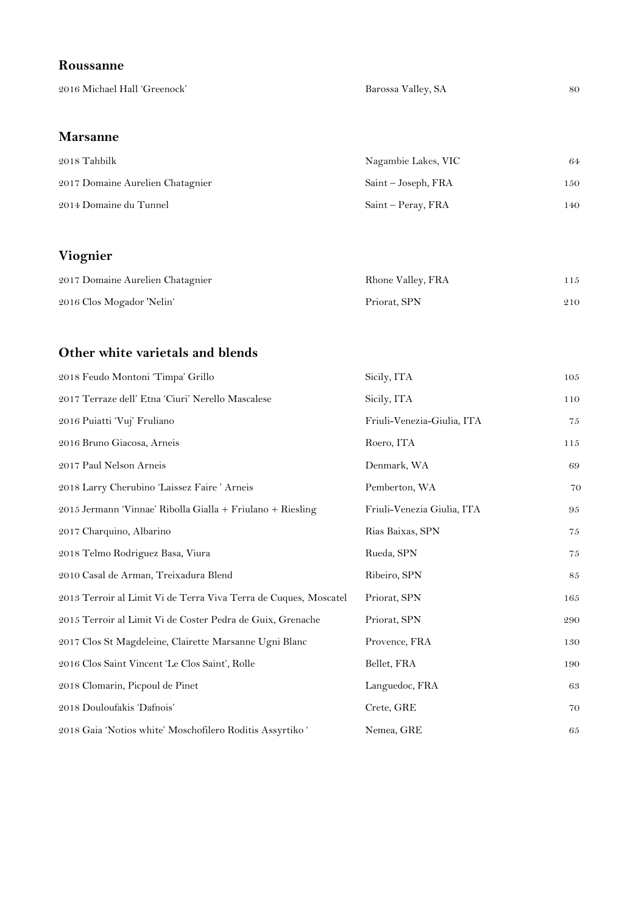## Roussanne

| | | |
|---|---|---|
| 2016 Michael Hall 'Greenock' | Barossa Valley, SA | 80 |

## Marsanne

| | | |
|---|---|---|
| 2018 Tahbilk | Nagambie Lakes, VIC | 64 |
| 2017 Domaine Aurelien Chatagnier | Saint – Joseph, FRA | 150 |
| 2014 Domaine du Tunnel | Saint – Peray, FRA | 140 |

## Viognier

| | | |
|---|---|---|
| 2017 Domaine Aurelien Chatagnier | Rhone Valley, FRA | 115 |
| 2016 Clos Mogador 'Nelin' | Priorat, SPN | 210 |

## Other white varietals and blends

| | | |
|---|---|---|
| 2018 Feudo Montoni 'Timpa' Grillo | Sicily, ITA | 105 |
| 2017 Terraze dell' Etna 'Ciuri' Nerello Mascalese | Sicily, ITA | 110 |
| 2016 Puiatti 'Vuj' Fruliano | Friuli-Venezia-Giulia, ITA | 75 |
| 2016 Bruno Giacosa, Arneis | Roero, ITA | 115 |
| 2017 Paul Nelson Arneis | Denmark, WA | 69 |
| 2018 Larry Cherubino 'Laissez Faire ' Arneis | Pemberton, WA | 70 |
| 2015 Jermann 'Vinnae' Ribolla Gialla + Friulano + Riesling | Friuli-Venezia Giulia, ITA | 95 |
| 2017 Charquino, Albarino | Rias Baixas, SPN | 75 |
| 2018 Telmo Rodriguez Basa, Viura | Rueda, SPN | 75 |
| 2010 Casal de Arman, Treixadura Blend | Ribeiro, SPN | 85 |
| 2013 Terroir al Limit Vi de Terra Viva Terra de Cuques, Moscatel | Priorat, SPN | 165 |
| 2015 Terroir al Limit Vi de Coster Pedra de Guix, Grenache | Priorat, SPN | 290 |
| 2017 Clos St Magdeleine, Clairette Marsanne Ugni Blanc | Provence, FRA | 130 |
| 2016 Clos Saint Vincent 'Le Clos Saint', Rolle | Bellet, FRA | 190 |
| 2018 Clomarin, Picpoul de Pinet | Languedoc, FRA | 63 |
| 2018 Douloufakis 'Dafnois' | Crete, GRE | 70 |
| 2018 Gaia 'Notios white' Moschofilero Roditis Assyrtiko ' | Nemea, GRE | 65 |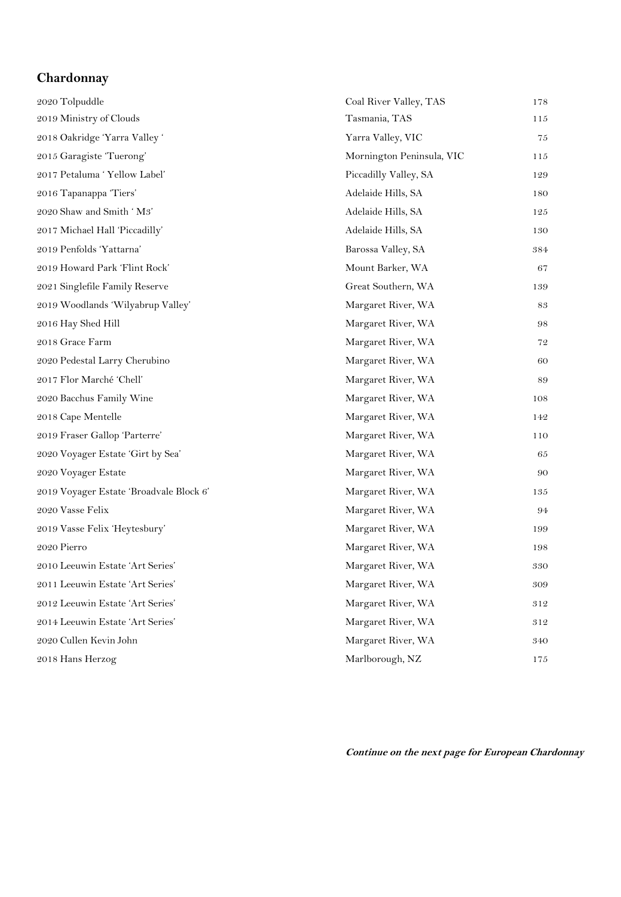## Chardonnay

| | | |
|---|---|---|
| 2020 Tolpuddle | Coal River Valley, TAS | 178 |
| 2019 Ministry of Clouds | Tasmania, TAS | 115 |
| 2018 Oakridge 'Yarra Valley ' | Yarra Valley, VIC | 75 |
| 2015 Garagiste 'Tuerong' | Mornington Peninsula, VIC | 115 |
| 2017 Petaluma ' Yellow Label' | Piccadilly Valley, SA | 129 |
| 2016 Tapanappa 'Tiers' | Adelaide Hills, SA | 180 |
| 2020 Shaw and Smith ' M3' | Adelaide Hills, SA | 125 |
| 2017 Michael Hall 'Piccadilly' | Adelaide Hills, SA | 130 |
| 2019 Penfolds 'Yattarna' | Barossa Valley, SA | 384 |
| 2019 Howard Park 'Flint Rock' | Mount Barker, WA | 67 |
| 2021 Singlefile Family Reserve | Great Southern, WA | 139 |
| 2019 Woodlands 'Wilyabrup Valley' | Margaret River, WA | 83 |
| 2016 Hay Shed Hill | Margaret River, WA | 98 |
| 2018 Grace Farm | Margaret River, WA | 72 |
| 2020 Pedestal Larry Cherubino | Margaret River, WA | 60 |
| 2017 Flor Marché 'Chell' | Margaret River, WA | 89 |
| 2020 Bacchus Family Wine | Margaret River, WA | 108 |
| 2018 Cape Mentelle | Margaret River, WA | 142 |
| 2019 Fraser Gallop 'Parterre' | Margaret River, WA | 110 |
| 2020 Voyager Estate 'Girt by Sea' | Margaret River, WA | 65 |
| 2020 Voyager Estate | Margaret River, WA | 90 |
| 2019 Voyager Estate 'Broadvale Block 6' | Margaret River, WA | 135 |
| 2020 Vasse Felix | Margaret River, WA | 94 |
| 2019 Vasse Felix 'Heytesbury' | Margaret River, WA | 199 |
| 2020 Pierro | Margaret River, WA | 198 |
| 2010 Leeuwin Estate 'Art Series' | Margaret River, WA | 330 |
| 2011 Leeuwin Estate 'Art Series' | Margaret River, WA | 309 |
| 2012 Leeuwin Estate 'Art Series' | Margaret River, WA | 312 |
| 2014 Leeuwin Estate 'Art Series' | Margaret River, WA | 312 |
| 2020 Cullen Kevin John | Margaret River, WA | 340 |
| 2018 Hans Herzog | Marlborough, NZ | 175 |

***Continue on the next page for European Chardonnay***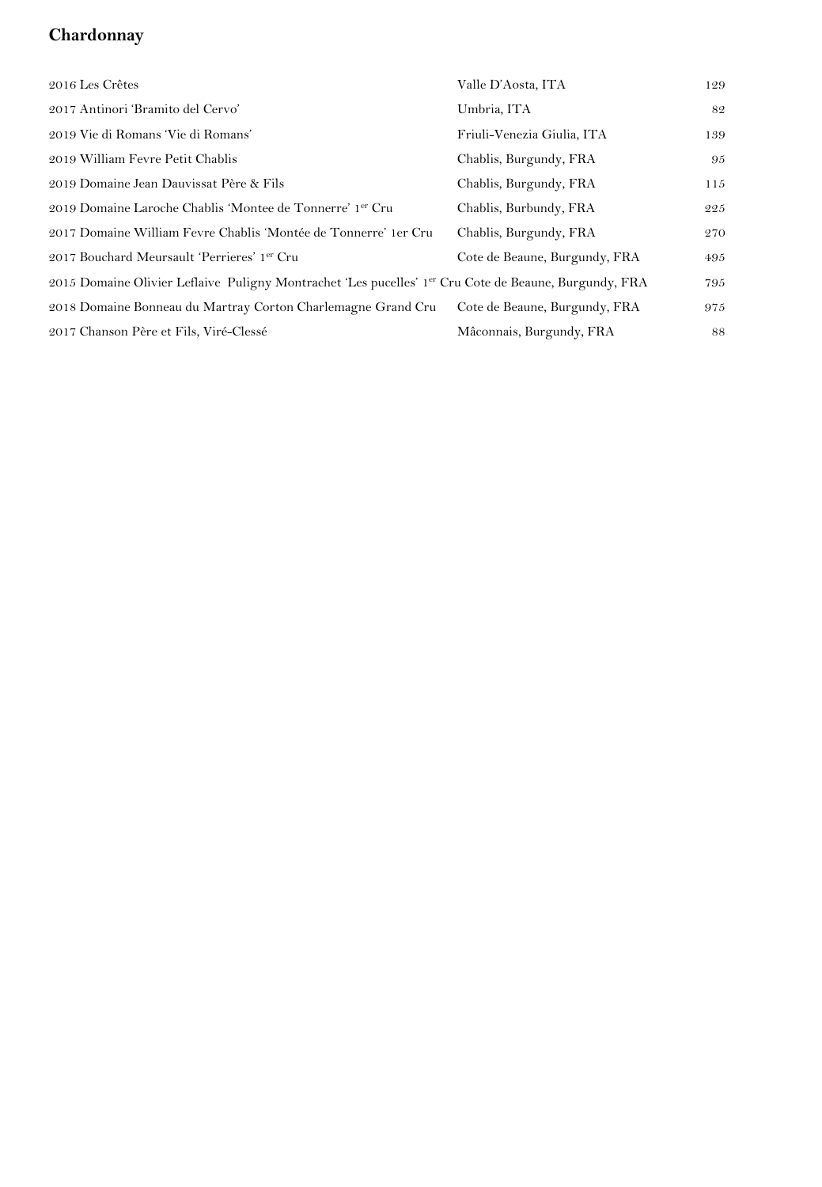## Chardonnay

| | | |
|---|---|---|
| 2016 Les Crêtes | Valle D'Aosta, ITA | 129 |
| 2017 Antinori 'Bramito del Cervo' | Umbria, ITA | 82 |
| 2019 Vie di Romans 'Vie di Romans' | Friuli-Venezia Giulia, ITA | 139 |
| 2019 William Fevre Petit Chablis | Chablis, Burgundy, FRA | 95 |
| 2019 Domaine Jean Dauvissat Père & Fils | Chablis, Burgundy, FRA | 115 |
| 2019 Domaine Laroche Chablis 'Montee de Tonnerre' 1er Cru | Chablis, Burbundy, FRA | 225 |
| 2017 Domaine William Fevre Chablis 'Montée de Tonnerre' 1er Cru | Chablis, Burgundy, FRA | 270 |
| 2017 Bouchard Meursault 'Perrieres' 1er Cru | Cote de Beaune, Burgundy, FRA | 495 |
| 2015 Domaine Olivier Leflaive Puligny Montrachet 'Les pucelles' 1er Cru | Cote de Beaune, Burgundy, FRA | 795 |
| 2018 Domaine Bonneau du Martray Corton Charlemagne Grand Cru | Cote de Beaune, Burgundy, FRA | 975 |
| 2017 Chanson Père et Fils, Viré-Clessé | Mâconnais, Burgundy, FRA | 88 |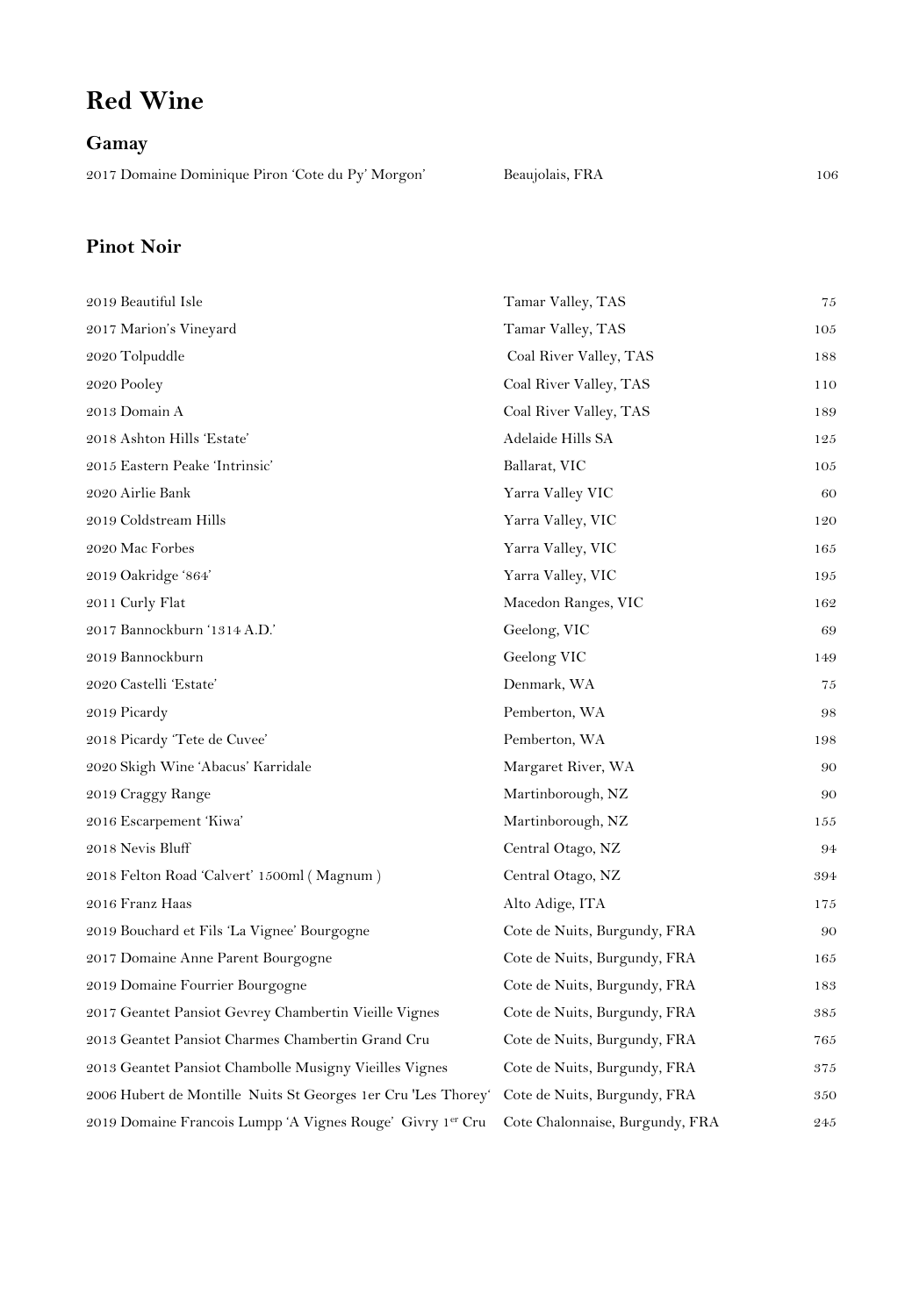# Red Wine

## Gamay

| | | |
|---|---|---|
| 2017 Domaine Dominique Piron 'Cote du Py' Morgon' | Beaujolais, FRA | 106 |

## Pinot Noir

| | | |
|---|---|---|
| 2019 Beautiful Isle | Tamar Valley, TAS | 75 |
| 2017 Marion's Vineyard | Tamar Valley, TAS | 105 |
| 2020 Tolpuddle | Coal River Valley, TAS | 188 |
| 2020 Pooley | Coal River Valley, TAS | 110 |
| 2013 Domain A | Coal River Valley, TAS | 189 |
| 2018 Ashton Hills 'Estate' | Adelaide Hills SA | 125 |
| 2015 Eastern Peake 'Intrinsic' | Ballarat, VIC | 105 |
| 2020 Airlie Bank | Yarra Valley VIC | 60 |
| 2019 Coldstream Hills | Yarra Valley, VIC | 120 |
| 2020 Mac Forbes | Yarra Valley, VIC | 165 |
| 2019 Oakridge '864' | Yarra Valley, VIC | 195 |
| 2011 Curly Flat | Macedon Ranges, VIC | 162 |
| 2017 Bannockburn '1314 A.D.' | Geelong, VIC | 69 |
| 2019 Bannockburn | Geelong VIC | 149 |
| 2020 Castelli 'Estate' | Denmark, WA | 75 |
| 2019 Picardy | Pemberton, WA | 98 |
| 2018 Picardy 'Tete de Cuvee' | Pemberton, WA | 198 |
| 2020 Skigh Wine 'Abacus' Karridale | Margaret River, WA | 90 |
| 2019 Craggy Range | Martinborough, NZ | 90 |
| 2016 Escarpement 'Kiwa' | Martinborough, NZ | 155 |
| 2018 Nevis Bluff | Central Otago, NZ | 94 |
| 2018 Felton Road 'Calvert' 1500ml ( Magnum ) | Central Otago, NZ | 394 |
| 2016 Franz Haas | Alto Adige, ITA | 175 |
| 2019 Bouchard et Fils 'La Vignee' Bourgogne | Cote de Nuits, Burgundy, FRA | 90 |
| 2017 Domaine Anne Parent Bourgogne | Cote de Nuits, Burgundy, FRA | 165 |
| 2019 Domaine Fourrier Bourgogne | Cote de Nuits, Burgundy, FRA | 183 |
| 2017 Geantet Pansiot Gevrey Chambertin Vieille Vignes | Cote de Nuits, Burgundy, FRA | 385 |
| 2013 Geantet Pansiot Charmes Chambertin Grand Cru | Cote de Nuits, Burgundy, FRA | 765 |
| 2013 Geantet Pansiot Chambolle Musigny Vieilles Vignes | Cote de Nuits, Burgundy, FRA | 375 |
| 2006 Hubert de Montille Nuits St Georges 1er Cru 'Les Thorey' | Cote de Nuits, Burgundy, FRA | 350 |
| 2019 Domaine Francois Lumpp 'A Vignes Rouge' Givry 1er Cru | Cote Chalonnaise, Burgundy, FRA | 245 |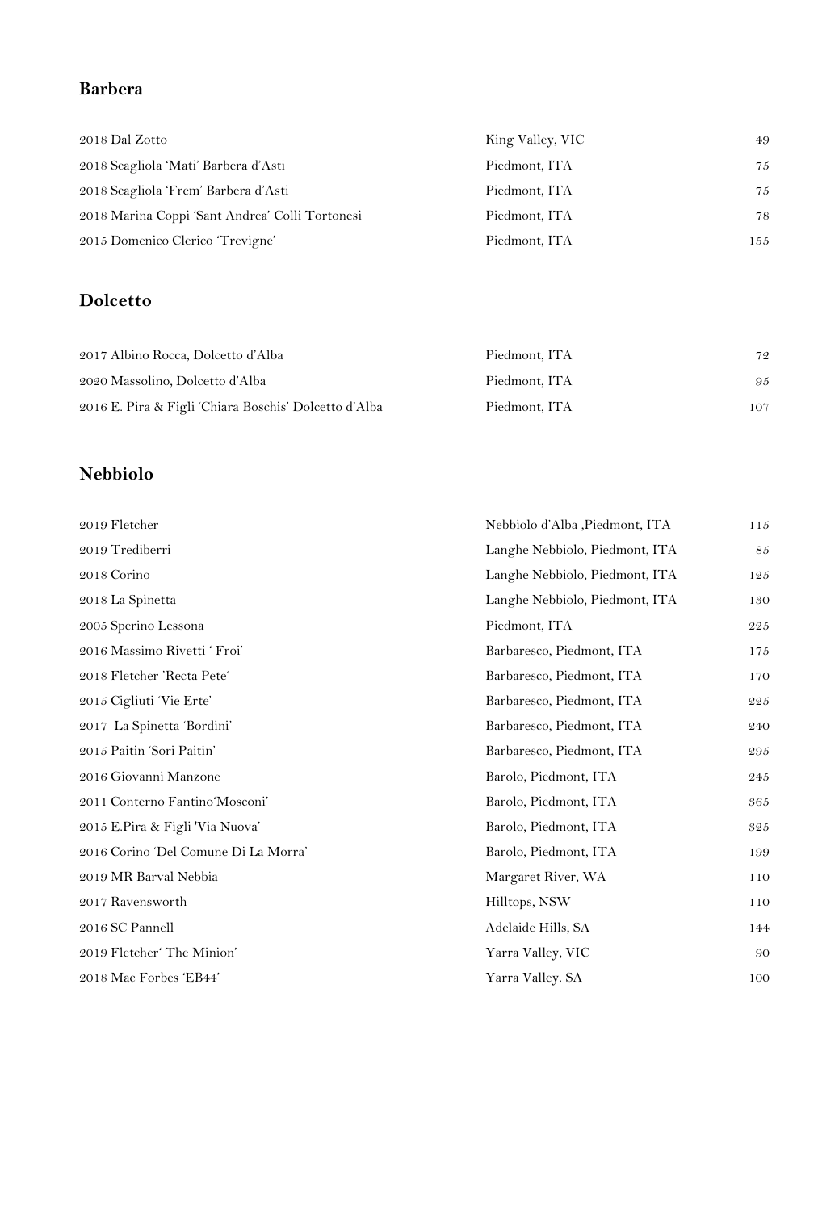## Barbera

| | | |
|---|---|---|
| 2018 Dal Zotto | King Valley, VIC | 49 |
| 2018 Scagliola 'Mati' Barbera d'Asti | Piedmont, ITA | 75 |
| 2018 Scagliola 'Frem' Barbera d'Asti | Piedmont, ITA | 75 |
| 2018 Marina Coppi 'Sant Andrea' Colli Tortonesi | Piedmont, ITA | 78 |
| 2015 Domenico Clerico 'Trevigne' | Piedmont, ITA | 155 |

## Dolcetto

| | | |
|---|---|---|
| 2017 Albino Rocca, Dolcetto d'Alba | Piedmont, ITA | 72 |
| 2020 Massolino, Dolcetto d'Alba | Piedmont, ITA | 95 |
| 2016 E. Pira & Figli 'Chiara Boschis' Dolcetto d'Alba | Piedmont, ITA | 107 |

## Nebbiolo

| | | |
|---|---|---|
| 2019 Fletcher | Nebbiolo d'Alba ,Piedmont, ITA | 115 |
| 2019 Trediberri | Langhe Nebbiolo, Piedmont, ITA | 85 |
| 2018 Corino | Langhe Nebbiolo, Piedmont, ITA | 125 |
| 2018 La Spinetta | Langhe Nebbiolo, Piedmont, ITA | 130 |
| 2005 Sperino Lessona | Piedmont, ITA | 225 |
| 2016 Massimo Rivetti ' Froi' | Barbaresco, Piedmont, ITA | 175 |
| 2018 Fletcher 'Recta Pete' | Barbaresco, Piedmont, ITA | 170 |
| 2015 Cigliuti 'Vie Erte' | Barbaresco, Piedmont, ITA | 225 |
| 2017 La Spinetta 'Bordini' | Barbaresco, Piedmont, ITA | 240 |
| 2015 Paitin 'Sori Paitin' | Barbaresco, Piedmont, ITA | 295 |
| 2016 Giovanni Manzone | Barolo, Piedmont, ITA | 245 |
| 2011 Conterno Fantino'Mosconi' | Barolo, Piedmont, ITA | 365 |
| 2015 E.Pira & Figli 'Via Nuova' | Barolo, Piedmont, ITA | 325 |
| 2016 Corino 'Del Comune Di La Morra' | Barolo, Piedmont, ITA | 199 |
| 2019 MR Barval Nebbia | Margaret River, WA | 110 |
| 2017 Ravensworth | Hilltops, NSW | 110 |
| 2016 SC Pannell | Adelaide Hills, SA | 144 |
| 2019 Fletcher' The Minion' | Yarra Valley, VIC | 90 |
| 2018 Mac Forbes 'EB44' | Yarra Valley. SA | 100 |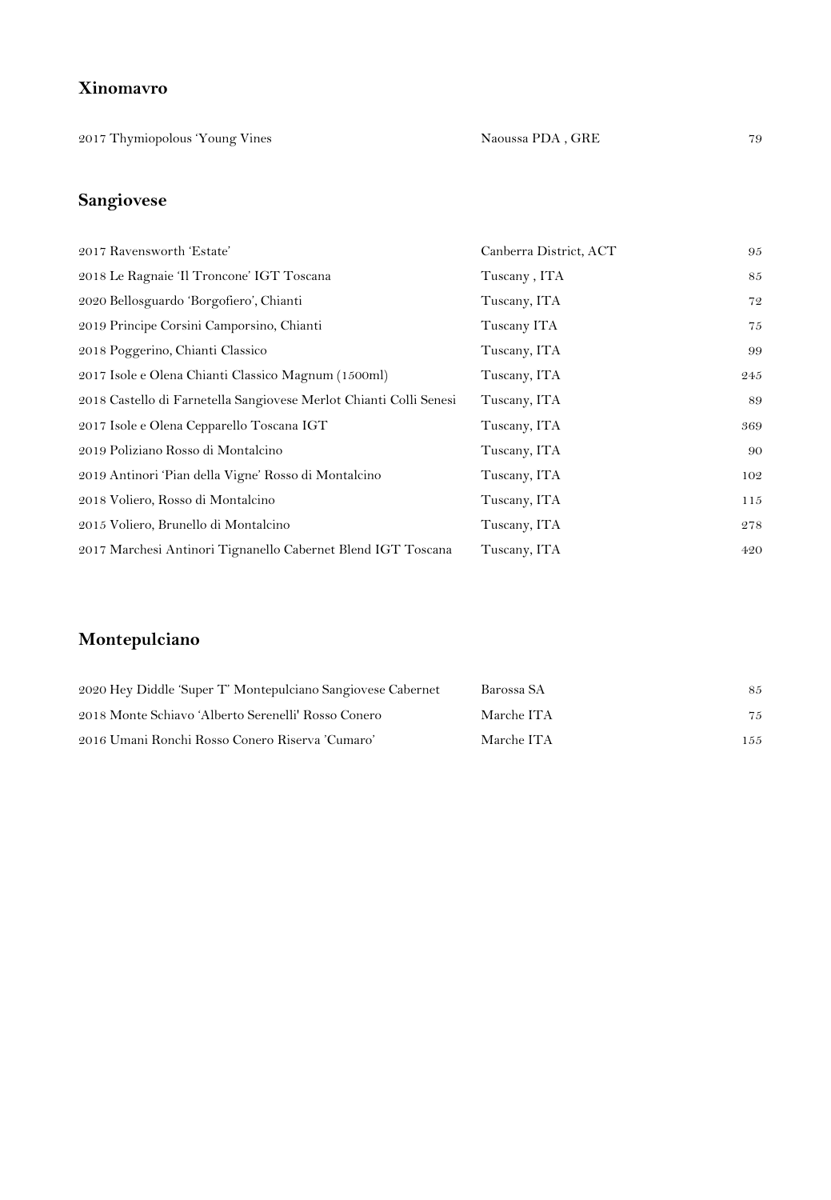## Xinomavro

| | | |
|---|---|---|
| 2017 Thymiopolous 'Young Vines | Naoussa PDA , GRE | 79 |

## Sangiovese

| | | |
|---|---|---|
| 2017 Ravensworth 'Estate' | Canberra District, ACT | 95 |
| 2018 Le Ragnaie 'Il Troncone' IGT Toscana | Tuscany , ITA | 85 |
| 2020 Bellosguardo 'Borgofiero', Chianti | Tuscany, ITA | 72 |
| 2019 Principe Corsini Camporsino, Chianti | Tuscany ITA | 75 |
| 2018 Poggerino, Chianti Classico | Tuscany, ITA | 99 |
| 2017 Isole e Olena Chianti Classico Magnum (1500ml) | Tuscany, ITA | 245 |
| 2018 Castello di Farnetella Sangiovese Merlot Chianti Colli Senesi | Tuscany, ITA | 89 |
| 2017 Isole e Olena Cepparello Toscana IGT | Tuscany, ITA | 369 |
| 2019 Poliziano Rosso di Montalcino | Tuscany, ITA | 90 |
| 2019 Antinori 'Pian della Vigne' Rosso di Montalcino | Tuscany, ITA | 102 |
| 2018 Voliero, Rosso di Montalcino | Tuscany, ITA | 115 |
| 2015 Voliero, Brunello di Montalcino | Tuscany, ITA | 278 |
| 2017 Marchesi Antinori Tignanello Cabernet Blend IGT Toscana | Tuscany, ITA | 420 |

## Montepulciano

| | | |
|---|---|---|
| 2020 Hey Diddle 'Super T' Montepulciano Sangiovese Cabernet | Barossa SA | 85 |
| 2018 Monte Schiavo 'Alberto Serenelli' Rosso Conero | Marche ITA | 75 |
| 2016 Umani Ronchi Rosso Conero Riserva 'Cumaro' | Marche ITA | 155 |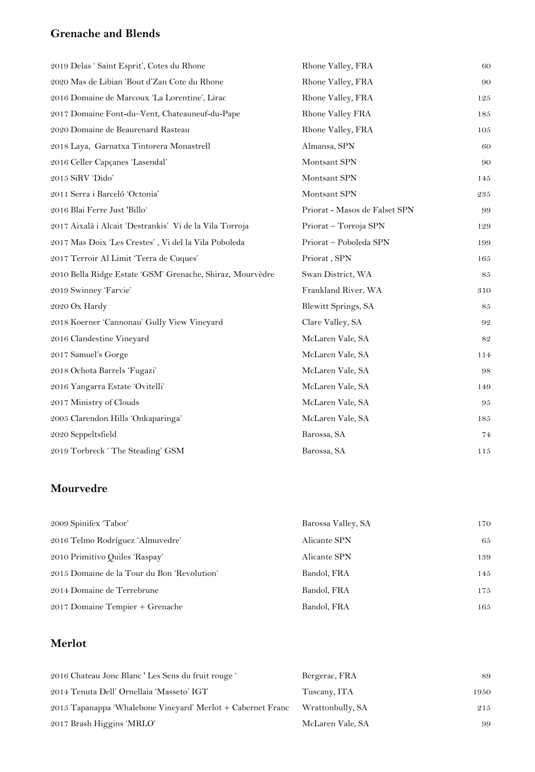## Grenache and Blends

| | | |
|---|---|---|
| 2019 Delas ‘ Saint Esprit’, Cotes du Rhone | Rhone Valley, FRA | 60 |
| 2020 Mas de Libian ’Bout d’Zan Cote du Rhone | Rhone Valley, FRA | 90 |
| 2016 Domaine de Marcoux ‘La Lorentine’, Lirac | Rhone Valley, FRA | 125 |
| 2017 Domaine Font-du–Vent, Chateauneuf-du-Pape | Rhone Valley FRA | 185 |
| 2020 Domaine de Beaurenard Rasteau | Rhone Valley, FRA | 105 |
| 2018 Laya, Garnatxa Tintorera Monastrell | Almansa, SPN | 60 |
| 2016 Celler Capçanes ‘Lasendal’ | Montsant SPN | 90 |
| 2015 SiRV ‘Dido’ | Montsant SPN | 145 |
| 2011 Serra i Barceló ‘Octonia’ | Montsant SPN | 235 |
| 2016 Blai Ferre Just 'Billo‘ | Priorat - Masos de Falset SPN | 99 |
| 2017 Aixalà i Alcait ‘Destrankis’ Vi de la Vila Torroja | Priorat – Torroja SPN | 129 |
| 2017 Mas Doix ‘Les Crestes’ , Vi del la Vila Poboleda | Priorat – Poboleda SPN | 199 |
| 2017 Terroir Al Limit ‘Terra de Cuques’ | Priorat , SPN | 165 |
| 2010 Bella Ridge Estate ‘GSM’ Grenache, Shiraz, Mourvèdre | Swan District, WA | 85 |
| 2019 Swinney ‘Farvie’ | Frankland River, WA | 310 |
| 2020 Ox Hardy | Blewitt Springs, SA | 85 |
| 2018 Koerner ‘Cannonau’ Gully View Vineyard | Clare Valley, SA | 92 |
| 2016 Clandestine Vineyard | McLaren Vale, SA | 82 |
| 2017 Samuel’s Gorge | McLaren Vale, SA | 114 |
| 2018 Ochota Barrels ‘Fugazi’ | McLaren Vale, SA | 98 |
| 2016 Yangarra Estate ‘Ovitelli’ | McLaren Vale, SA | 149 |
| 2017 Ministry of Clouds | McLaren Vale, SA | 95 |
| 2005 Clarendon Hills ‘Onkaparinga’ | McLaren Vale, SA | 185 |
| 2020 Seppeltsfield | Barossa, SA | 74 |
| 2019 Torbreck ‘ The Steading’ GSM | Barossa, SA | 115 |

## Mourvedre

| | | |
|---|---|---|
| 2009 Spinifex ‘Tabor’ | Barossa Valley, SA | 170 |
| 2016 Telmo Rodríguez ‘Almuvedre’ | Alicante SPN | 65 |
| 2010 Primitivo Quiles ‘Raspay’ | Alicante SPN | 139 |
| 2015 Domaine de la Tour du Bon ‘Revolution’ | Bandol, FRA | 145 |
| 2014 Domaine de Terrebrune | Bandol, FRA | 175 |
| 2017 Domaine Tempier + Grenache | Bandol, FRA | 165 |

## Merlot

| | | |
|---|---|---|
| 2016 Chateau Jonc Blanc ' Les Sens du fruit rouge ‘ | Bergerac, FRA | 89 |
| 2014 Tenuta Dell’ Ornellaia ‘Masseto’ IGT | Tuscany, ITA | 1950 |
| 2015 Tapanappa ‘Whalebone Vineyard’ Merlot + Cabernet Franc | Wrattonbully, SA | 215 |
| 2017 Brash Higgins ‘MRLO’ | McLaren Vale, SA | 99 |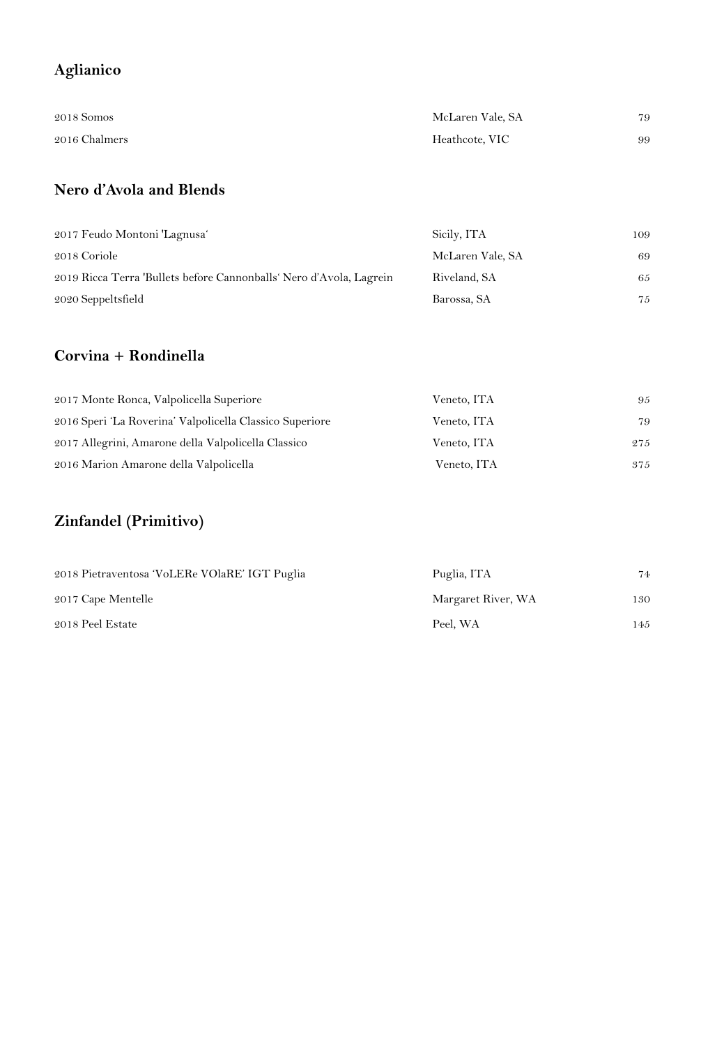## Aglianico

| | | |
|---|---|---|
| 2018 Somos | McLaren Vale, SA | 79 |
| 2016 Chalmers | Heathcote, VIC | 99 |

## Nero d'Avola and Blends

| | | |
|---|---|---|
| 2017 Feudo Montoni 'Lagnusa' | Sicily, ITA | 109 |
| 2018 Coriole | McLaren Vale, SA | 69 |
| 2019 Ricca Terra 'Bullets before Cannonballs' Nero d'Avola, Lagrein | Riveland, SA | 65 |
| 2020 Seppeltsfield | Barossa, SA | 75 |

## Corvina + Rondinella

| | | |
|---|---|---|
| 2017 Monte Ronca, Valpolicella Superiore | Veneto, ITA | 95 |
| 2016 Speri 'La Roverina' Valpolicella Classico Superiore | Veneto, ITA | 79 |
| 2017 Allegrini, Amarone della Valpolicella Classico | Veneto, ITA | 275 |
| 2016 Marion Amarone della Valpolicella | Veneto, ITA | 375 |

## Zinfandel (Primitivo)

| | | |
|---|---|---|
| 2018 Pietraventosa 'VoLERe VOlaRE' IGT Puglia | Puglia, ITA | 74 |
| 2017 Cape Mentelle | Margaret River, WA | 130 |
| 2018 Peel Estate | Peel, WA | 145 |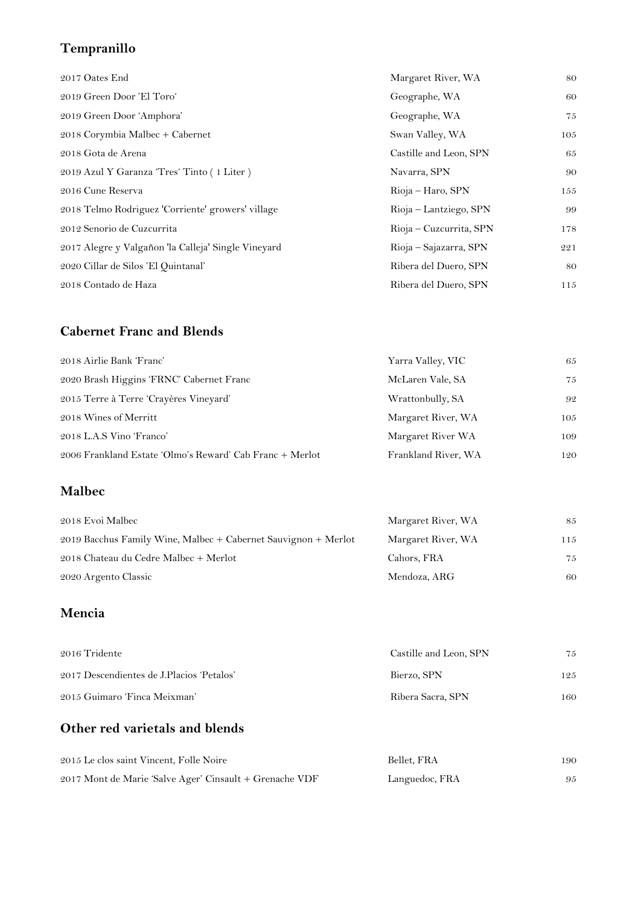## Tempranillo

| | | |
|---|---|---|
| 2017 Oates End | Margaret River, WA | 80 |
| 2019 Green Door 'El Toro' | Geographe, WA | 60 |
| 2019 Green Door 'Amphora' | Geographe, WA | 75 |
| 2018 Corymbia Malbec + Cabernet | Swan Valley, WA | 105 |
| 2018 Gota de Arena | Castille and Leon, SPN | 65 |
| 2019 Azul Y Garanza 'Tres' Tinto ( 1 Liter ) | Navarra, SPN | 90 |
| 2016 Cune Reserva | Rioja – Haro, SPN | 155 |
| 2018 Telmo Rodriguez 'Corriente' growers' village | Rioja – Lantziego, SPN | 99 |
| 2012 Senorio de Cuzcurrita | Rioja – Cuzcurrita, SPN | 178 |
| 2017 Alegre y Valgañon 'la Calleja' Single Vineyard | Rioja – Sajazarra, SPN | 221 |
| 2020 Cillar de Silos 'El Quintanal' | Ribera del Duero, SPN | 80 |
| 2018 Contado de Haza | Ribera del Duero, SPN | 115 |

## Cabernet Franc and Blends

| | | |
|---|---|---|
| 2018 Airlie Bank 'Franc' | Yarra Valley, VIC | 65 |
| 2020 Brash Higgins 'FRNC' Cabernet Franc | McLaren Vale, SA | 75 |
| 2015 Terre à Terre 'Crayères Vineyard' | Wrattonbully, SA | 92 |
| 2018 Wines of Merritt | Margaret River, WA | 105 |
| 2018 L.A.S Vino 'Franco' | Margaret River WA | 109 |
| 2006 Frankland Estate 'Olmo's Reward' Cab Franc + Merlot | Frankland River, WA | 120 |

## Malbec

| | | |
|---|---|---|
| 2018 Evoi Malbec | Margaret River, WA | 85 |
| 2019 Bacchus Family Wine, Malbec + Cabernet Sauvignon + Merlot | Margaret River, WA | 115 |
| 2018 Chateau du Cedre Malbec + Merlot | Cahors, FRA | 75 |
| 2020 Argento Classic | Mendoza, ARG | 60 |

## Mencia

| | | |
|---|---|---|
| 2016 Tridente | Castille and Leon, SPN | 75 |
| 2017 Descendientes de J.Placios 'Petalos' | Bierzo, SPN | 125 |
| 2015 Guimaro 'Finca Meixman' | Ribera Sacra, SPN | 160 |

## Other red varietals and blends

| | | |
|---|---|---|
| 2015 Le clos saint Vincent, Folle Noire | Bellet, FRA | 190 |
| 2017 Mont de Marie 'Salve Ager' Cinsault + Grenache VDF | Languedoc, FRA | 95 |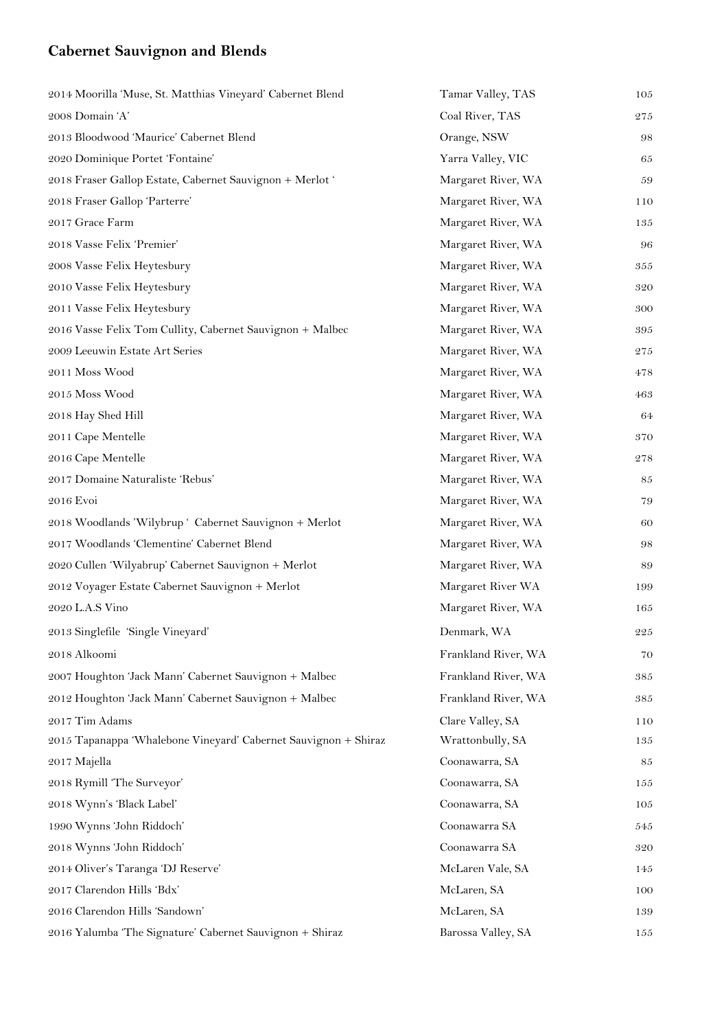## Cabernet Sauvignon and Blends

| | | |
|---|---|---|
| 2014 Moorilla 'Muse, St. Matthias Vineyard' Cabernet Blend | Tamar Valley, TAS | 105 |
| 2008 Domain 'A' | Coal River, TAS | 275 |
| 2013 Bloodwood 'Maurice' Cabernet Blend | Orange, NSW | 98 |
| 2020 Dominique Portet 'Fontaine' | Yarra Valley, VIC | 65 |
| 2018 Fraser Gallop Estate, Cabernet Sauvignon + Merlot ' | Margaret River, WA | 59 |
| 2018 Fraser Gallop 'Parterre' | Margaret River, WA | 110 |
| 2017 Grace Farm | Margaret River, WA | 135 |
| 2018 Vasse Felix 'Premier' | Margaret River, WA | 96 |
| 2008 Vasse Felix Heytesbury | Margaret River, WA | 355 |
| 2010 Vasse Felix Heytesbury | Margaret River, WA | 320 |
| 2011 Vasse Felix Heytesbury | Margaret River, WA | 300 |
| 2016 Vasse Felix Tom Cullity, Cabernet Sauvignon + Malbec | Margaret River, WA | 395 |
| 2009 Leeuwin Estate Art Series | Margaret River, WA | 275 |
| 2011 Moss Wood | Margaret River, WA | 478 |
| 2015 Moss Wood | Margaret River, WA | 463 |
| 2018 Hay Shed Hill | Margaret River, WA | 64 |
| 2011 Cape Mentelle | Margaret River, WA | 370 |
| 2016 Cape Mentelle | Margaret River, WA | 278 |
| 2017 Domaine Naturaliste 'Rebus' | Margaret River, WA | 85 |
| 2016 Evoi | Margaret River, WA | 79 |
| 2018 Woodlands 'Wilybrup ' Cabernet Sauvignon + Merlot | Margaret River, WA | 60 |
| 2017 Woodlands 'Clementine' Cabernet Blend | Margaret River, WA | 98 |
| 2020 Cullen 'Wilyabrup' Cabernet Sauvignon + Merlot | Margaret River, WA | 89 |
| 2012 Voyager Estate Cabernet Sauvignon + Merlot | Margaret River WA | 199 |
| 2020 L.A.S Vino | Margaret River, WA | 165 |
| 2013 Singlefile 'Single Vineyard' | Denmark, WA | 225 |
| 2018 Alkoomi | Frankland River, WA | 70 |
| 2007 Houghton 'Jack Mann' Cabernet Sauvignon + Malbec | Frankland River, WA | 385 |
| 2012 Houghton 'Jack Mann' Cabernet Sauvignon + Malbec | Frankland River, WA | 385 |
| 2017 Tim Adams | Clare Valley, SA | 110 |
| 2015 Tapanappa 'Whalebone Vineyard' Cabernet Sauvignon + Shiraz | Wrattonbully, SA | 135 |
| 2017 Majella | Coonawarra, SA | 85 |
| 2018 Rymill 'The Surveyor' | Coonawarra, SA | 155 |
| 2018 Wynn's 'Black Label' | Coonawarra, SA | 105 |
| 1990 Wynns 'John Riddoch' | Coonawarra SA | 545 |
| 2018 Wynns 'John Riddoch' | Coonawarra SA | 320 |
| 2014 Oliver's Taranga 'DJ Reserve' | McLaren Vale, SA | 145 |
| 2017 Clarendon Hills 'Bdx' | McLaren, SA | 100 |
| 2016 Clarendon Hills 'Sandown' | McLaren, SA | 139 |
| 2016 Yalumba 'The Signature' Cabernet Sauvignon + Shiraz | Barossa Valley, SA | 155 |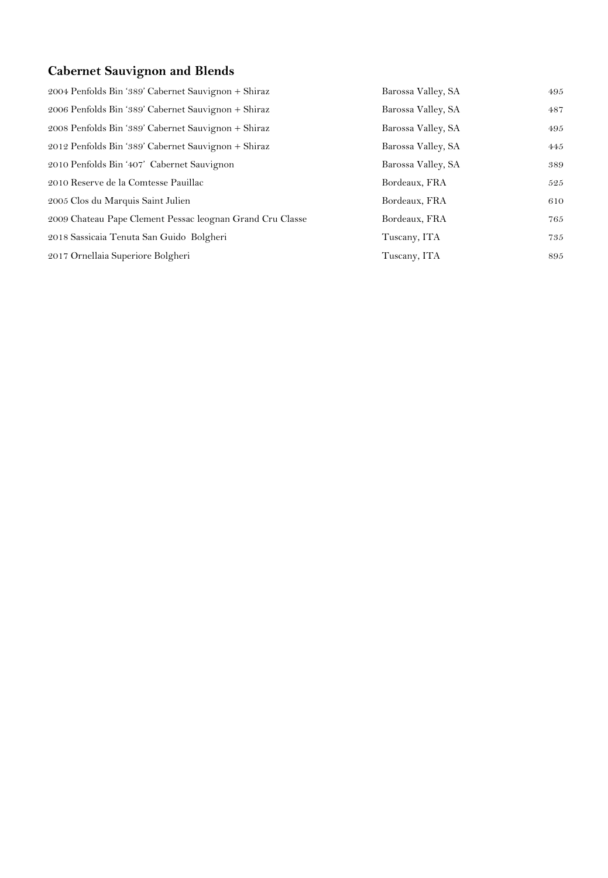## Cabernet Sauvignon and Blends

| | | |
|---|---|---|
| 2004 Penfolds Bin '389' Cabernet Sauvignon + Shiraz | Barossa Valley, SA | 495 |
| 2006 Penfolds Bin '389' Cabernet Sauvignon + Shiraz | Barossa Valley, SA | 487 |
| 2008 Penfolds Bin '389' Cabernet Sauvignon + Shiraz | Barossa Valley, SA | 495 |
| 2012 Penfolds Bin '389' Cabernet Sauvignon + Shiraz | Barossa Valley, SA | 445 |
| 2010 Penfolds Bin '407' Cabernet Sauvignon | Barossa Valley, SA | 389 |
| 2010 Reserve de la Comtesse Pauillac | Bordeaux, FRA | 525 |
| 2005 Clos du Marquis Saint Julien | Bordeaux, FRA | 610 |
| 2009 Chateau Pape Clement Pessac leognan Grand Cru Classe | Bordeaux, FRA | 765 |
| 2018 Sassicaia Tenuta San Guido Bolgheri | Tuscany, ITA | 735 |
| 2017 Ornellaia Superiore Bolgheri | Tuscany, ITA | 895 |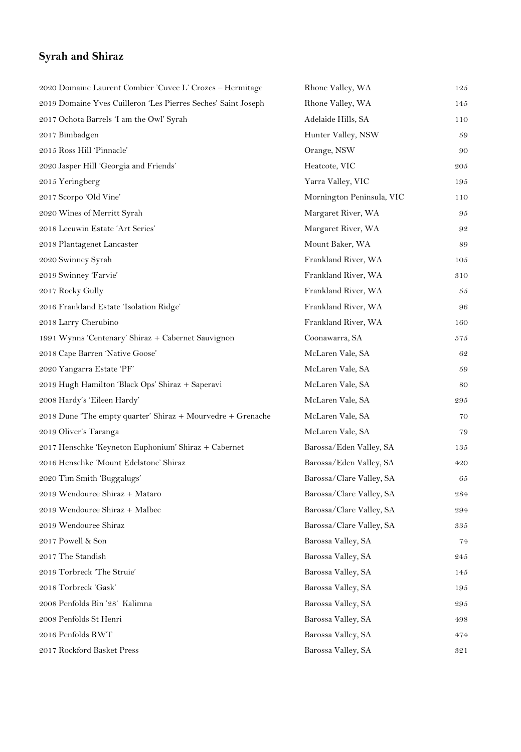## Syrah and Shiraz

| | | |
|---|---|---|
| 2020 Domaine Laurent Combier 'Cuvee L' Crozes – Hermitage | Rhone Valley, WA | 125 |
| 2019 Domaine Yves Cuilleron 'Les Pierres Seches' Saint Joseph | Rhone Valley, WA | 145 |
| 2017 Ochota Barrels 'I am the Owl' Syrah | Adelaide Hills, SA | 110 |
| 2017 Bimbadgen | Hunter Valley, NSW | 59 |
| 2015 Ross Hill 'Pinnacle' | Orange, NSW | 90 |
| 2020 Jasper Hill 'Georgia and Friends' | Heatcote, VIC | 205 |
| 2015 Yeringberg | Yarra Valley, VIC | 195 |
| 2017 Scorpo 'Old Vine' | Mornington Peninsula, VIC | 110 |
| 2020 Wines of Merritt Syrah | Margaret River, WA | 95 |
| 2018 Leeuwin Estate 'Art Series' | Margaret River, WA | 92 |
| 2018 Plantagenet Lancaster | Mount Baker, WA | 89 |
| 2020 Swinney Syrah | Frankland River, WA | 105 |
| 2019 Swinney 'Farvie' | Frankland River, WA | 310 |
| 2017 Rocky Gully | Frankland River, WA | 55 |
| 2016 Frankland Estate 'Isolation Ridge' | Frankland River, WA | 96 |
| 2018 Larry Cherubino | Frankland River, WA | 160 |
| 1991 Wynns 'Centenary' Shiraz + Cabernet Sauvignon | Coonawarra, SA | 575 |
| 2018 Cape Barren 'Native Goose' | McLaren Vale, SA | 62 |
| 2020 Yangarra Estate 'PF' | McLaren Vale, SA | 59 |
| 2019 Hugh Hamilton 'Black Ops' Shiraz + Saperavi | McLaren Vale, SA | 80 |
| 2008 Hardy's 'Eileen Hardy' | McLaren Vale, SA | 295 |
| 2018 Dune 'The empty quarter' Shiraz + Mourvedre + Grenache | McLaren Vale, SA | 70 |
| 2019 Oliver's Taranga | McLaren Vale, SA | 79 |
| 2017 Henschke 'Keyneton Euphonium' Shiraz + Cabernet | Barossa/Eden Valley, SA | 135 |
| 2016 Henschke 'Mount Edelstone' Shiraz | Barossa/Eden Valley, SA | 420 |
| 2020 Tim Smith 'Buggalugs' | Barossa/Clare Valley, SA | 65 |
| 2019 Wendouree Shiraz + Mataro | Barossa/Clare Valley, SA | 284 |
| 2019 Wendouree Shiraz + Malbec | Barossa/Clare Valley, SA | 294 |
| 2019 Wendouree Shiraz | Barossa/Clare Valley, SA | 335 |
| 2017 Powell & Son | Barossa Valley, SA | 74 |
| 2017 The Standish | Barossa Valley, SA | 245 |
| 2019 Torbreck 'The Struie' | Barossa Valley, SA | 145 |
| 2018 Torbreck 'Gask' | Barossa Valley, SA | 195 |
| 2008 Penfolds Bin '28' Kalimna | Barossa Valley, SA | 295 |
| 2008 Penfolds St Henri | Barossa Valley, SA | 498 |
| 2016 Penfolds RWT | Barossa Valley, SA | 474 |
| 2017 Rockford Basket Press | Barossa Valley, SA | 321 |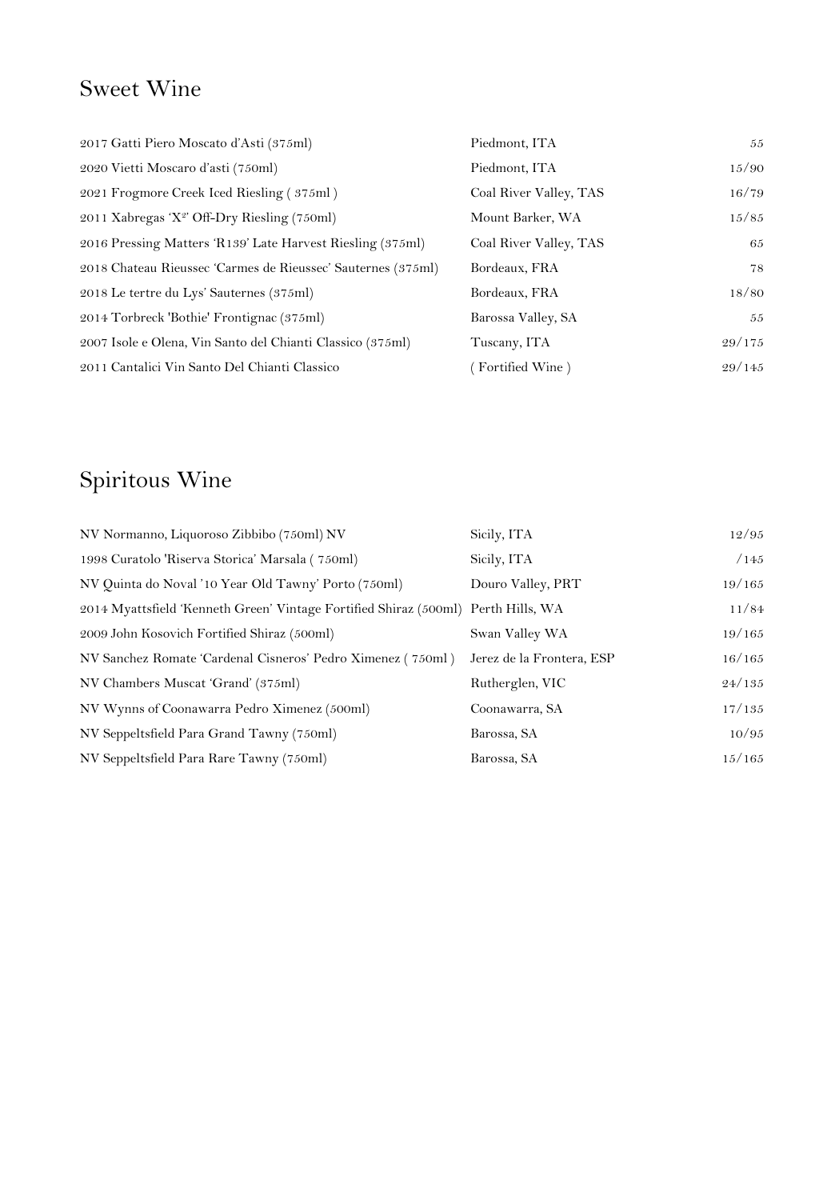## Sweet Wine

| | | |
|---|---|---|
| 2017 Gatti Piero Moscato d'Asti (375ml) | Piedmont, ITA | 55 |
| 2020 Vietti Moscaro d'asti (750ml) | Piedmont, ITA | 15/90 |
| 2021 Frogmore Creek Iced Riesling ( 375ml ) | Coal River Valley, TAS | 16/79 |
| 2011 Xabregas 'X²' Off-Dry Riesling (750ml) | Mount Barker, WA | 15/85 |
| 2016 Pressing Matters 'R139' Late Harvest Riesling (375ml) | Coal River Valley, TAS | 65 |
| 2018 Chateau Rieussec 'Carmes de Rieussec' Sauternes (375ml) | Bordeaux, FRA | 78 |
| 2018 Le tertre du Lys' Sauternes (375ml) | Bordeaux, FRA | 18/80 |
| 2014 Torbreck 'Bothie' Frontignac (375ml) | Barossa Valley, SA | 55 |
| 2007 Isole e Olena, Vin Santo del Chianti Classico (375ml) | Tuscany, ITA | 29/175 |
| 2011 Cantalici Vin Santo Del Chianti Classico | ( Fortified Wine ) | 29/145 |

## Spiritous Wine

| | | |
|---|---|---|
| NV Normanno, Liquoroso Zibbibo (750ml) NV | Sicily, ITA | 12/95 |
| 1998 Curatolo 'Riserva Storica' Marsala ( 750ml) | Sicily, ITA | /145 |
| NV Quinta do Noval '10 Year Old Tawny' Porto (750ml) | Douro Valley, PRT | 19/165 |
| 2014 Myattsfield 'Kenneth Green' Vintage Fortified Shiraz (500ml) | Perth Hills, WA | 11/84 |
| 2009 John Kosovich Fortified Shiraz (500ml) | Swan Valley WA | 19/165 |
| NV Sanchez Romate 'Cardenal Cisneros' Pedro Ximenez ( 750ml ) | Jerez de la Frontera, ESP | 16/165 |
| NV Chambers Muscat 'Grand' (375ml) | Rutherglen, VIC | 24/135 |
| NV Wynns of Coonawarra Pedro Ximenez (500ml) | Coonawarra, SA | 17/135 |
| NV Seppeltsfield Para Grand Tawny (750ml) | Barossa, SA | 10/95 |
| NV Seppeltsfield Para Rare Tawny (750ml) | Barossa, SA | 15/165 |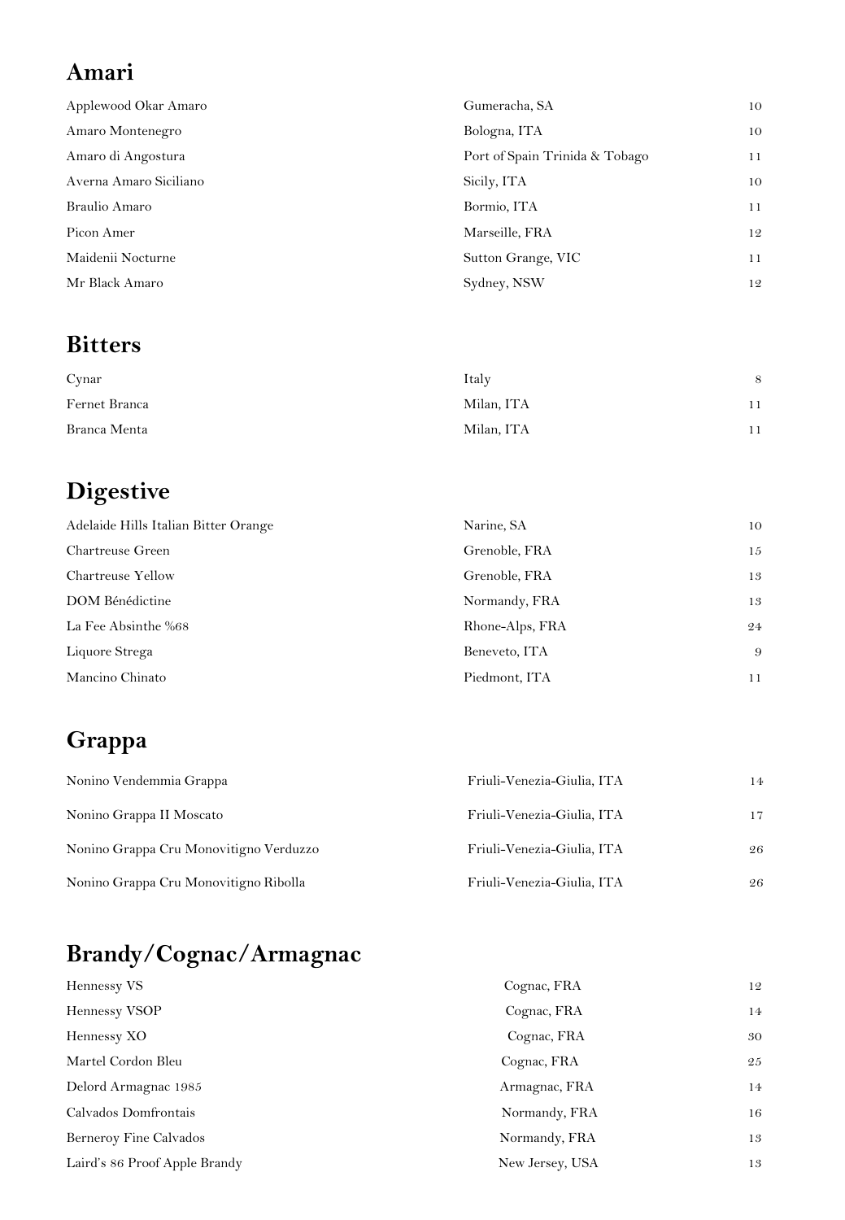## Amari

| | | |
|---|---|---|
| Applewood Okar Amaro | Gumeracha, SA | 10 |
| Amaro Montenegro | Bologna, ITA | 10 |
| Amaro di Angostura | Port of Spain Trinida & Tobago | 11 |
| Averna Amaro Siciliano | Sicily, ITA | 10 |
| Braulio Amaro | Bormio, ITA | 11 |
| Picon Amer | Marseille, FRA | 12 |
| Maidenii Nocturne | Sutton Grange, VIC | 11 |
| Mr Black Amaro | Sydney, NSW | 12 |

## Bitters

| | | |
|---|---|---|
| Cynar | Italy | 8 |
| Fernet Branca | Milan, ITA | 11 |
| Branca Menta | Milan, ITA | 11 |

## Digestive

| | | |
|---|---|---|
| Adelaide Hills Italian Bitter Orange | Narine, SA | 10 |
| Chartreuse Green | Grenoble, FRA | 15 |
| Chartreuse Yellow | Grenoble, FRA | 13 |
| DOM Bénédictine | Normandy, FRA | 13 |
| La Fee Absinthe %68 | Rhone-Alps, FRA | 24 |
| Liquore Strega | Beneveto, ITA | 9 |
| Mancino Chinato | Piedmont, ITA | 11 |

## Grappa

| | | |
|---|---|---|
| Nonino Vendemmia Grappa | Friuli-Venezia-Giulia, ITA | 14 |
| Nonino Grappa II Moscato | Friuli-Venezia-Giulia, ITA | 17 |
| Nonino Grappa Cru Monovitigno Verduzzo | Friuli-Venezia-Giulia, ITA | 26 |
| Nonino Grappa Cru Monovitigno Ribolla | Friuli-Venezia-Giulia, ITA | 26 |

## Brandy/Cognac/Armagnac

| | | |
|---|---|---|
| Hennessy VS | Cognac, FRA | 12 |
| Hennessy VSOP | Cognac, FRA | 14 |
| Hennessy XO | Cognac, FRA | 30 |
| Martel Cordon Bleu | Cognac, FRA | 25 |
| Delord Armagnac 1985 | Armagnac, FRA | 14 |
| Calvados Domfrontais | Normandy, FRA | 16 |
| Berneroy Fine Calvados | Normandy, FRA | 13 |
| Laird's 86 Proof Apple Brandy | New Jersey, USA | 13 |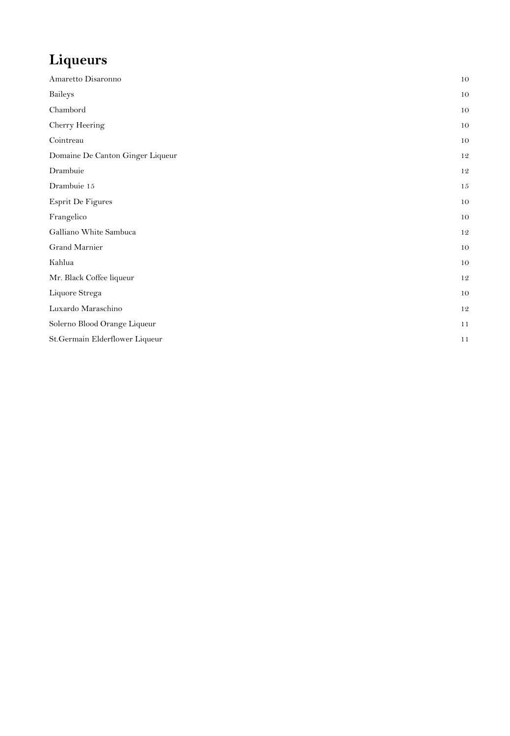# Liqueurs

| | |
|---|---|
| Amaretto Disaronno | 10 |
| Baileys | 10 |
| Chambord | 10 |
| Cherry Heering | 10 |
| Cointreau | 10 |
| Domaine De Canton Ginger Liqueur | 12 |
| Drambuie | 12 |
| Drambuie 15 | 15 |
| Esprit De Figures | 10 |
| Frangelico | 10 |
| Galliano White Sambuca | 12 |
| Grand Marnier | 10 |
| Kahlua | 10 |
| Mr. Black Coffee liqueur | 12 |
| Liquore Strega | 10 |
| Luxardo Maraschino | 12 |
| Solerno Blood Orange Liqueur | 11 |
| St.Germain Elderflower Liqueur | 11 |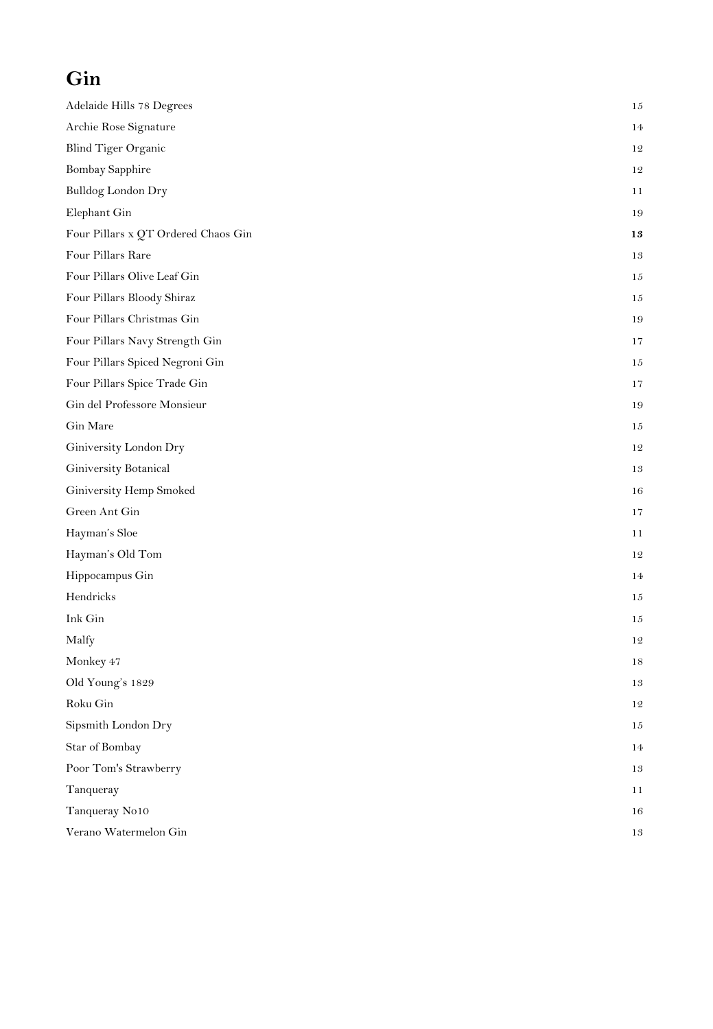# Gin

| | |
|---|---|
| Adelaide Hills 78 Degrees | 15 |
| Archie Rose Signature | 14 |
| Blind Tiger Organic | 12 |
| Bombay Sapphire | 12 |
| Bulldog London Dry | 11 |
| Elephant Gin | 19 |
| Four Pillars x QT Ordered Chaos Gin | **13** |
| Four Pillars Rare | 13 |
| Four Pillars Olive Leaf Gin | 15 |
| Four Pillars Bloody Shiraz | 15 |
| Four Pillars Christmas Gin | 19 |
| Four Pillars Navy Strength Gin | 17 |
| Four Pillars Spiced Negroni Gin | 15 |
| Four Pillars Spice Trade Gin | 17 |
| Gin del Professore Monsieur | 19 |
| Gin Mare | 15 |
| Giniversity London Dry | 12 |
| Giniversity Botanical | 13 |
| Giniversity Hemp Smoked | 16 |
| Green Ant Gin | 17 |
| Hayman's Sloe | 11 |
| Hayman's Old Tom | 12 |
| Hippocampus Gin | 14 |
| Hendricks | 15 |
| Ink Gin | 15 |
| Malfy | 12 |
| Monkey 47 | 18 |
| Old Young's 1829 | 13 |
| Roku Gin | 12 |
| Sipsmith London Dry | 15 |
| Star of Bombay | 14 |
| Poor Tom's Strawberry | 13 |
| Tanqueray | 11 |
| Tanqueray No10 | 16 |
| Verano Watermelon Gin | 13 |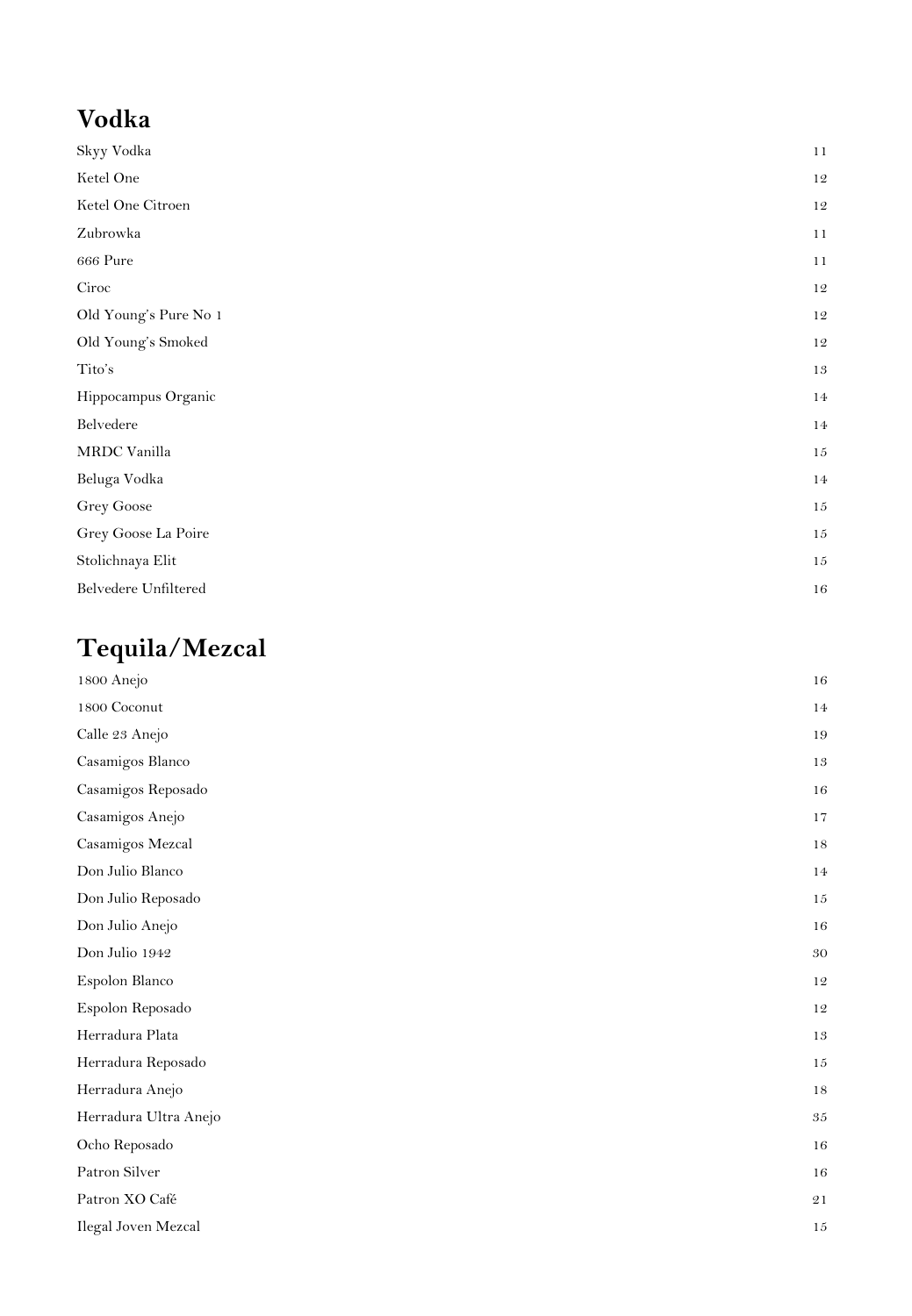## Vodka

| | |
|---|---|
| Skyy Vodka | 11 |
| Ketel One | 12 |
| Ketel One Citroen | 12 |
| Zubrowka | 11 |
| 666 Pure | 11 |
| Ciroc | 12 |
| Old Young's Pure No 1 | 12 |
| Old Young's Smoked | 12 |
| Tito's | 13 |
| Hippocampus Organic | 14 |
| Belvedere | 14 |
| MRDC Vanilla | 15 |
| Beluga Vodka | 14 |
| Grey Goose | 15 |
| Grey Goose La Poire | 15 |
| Stolichnaya Elit | 15 |
| Belvedere Unfiltered | 16 |

## Tequila/Mezcal

| | |
|---|---|
| 1800 Anejo | 16 |
| 1800 Coconut | 14 |
| Calle 23 Anejo | 19 |
| Casamigos Blanco | 13 |
| Casamigos Reposado | 16 |
| Casamigos Anejo | 17 |
| Casamigos Mezcal | 18 |
| Don Julio Blanco | 14 |
| Don Julio Reposado | 15 |
| Don Julio Anejo | 16 |
| Don Julio 1942 | 30 |
| Espolon Blanco | 12 |
| Espolon Reposado | 12 |
| Herradura Plata | 13 |
| Herradura Reposado | 15 |
| Herradura Anejo | 18 |
| Herradura Ultra Anejo | 35 |
| Ocho Reposado | 16 |
| Patron Silver | 16 |
| Patron XO Café | 21 |
| Ilegal Joven Mezcal | 15 |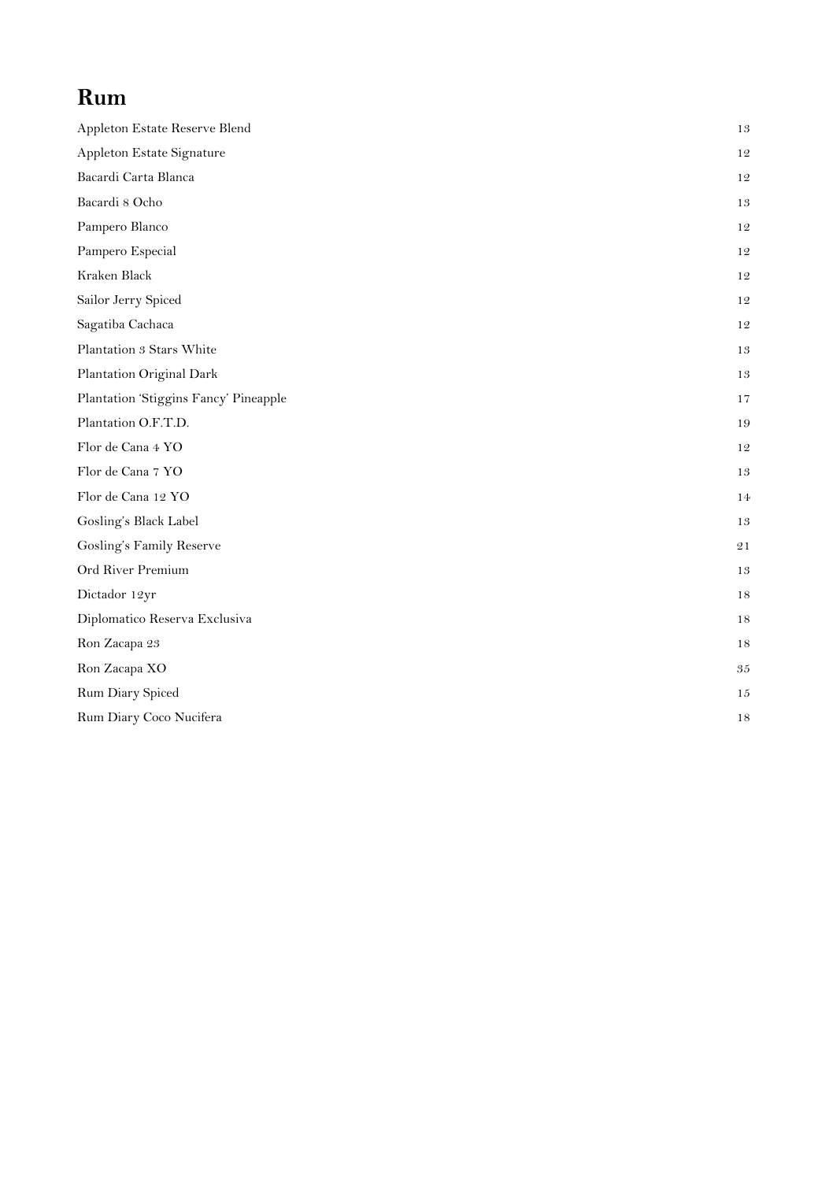# Rum

| | |
|---|---|
| Appleton Estate Reserve Blend | 13 |
| Appleton Estate Signature | 12 |
| Bacardi Carta Blanca | 12 |
| Bacardi 8 Ocho | 13 |
| Pampero Blanco | 12 |
| Pampero Especial | 12 |
| Kraken Black | 12 |
| Sailor Jerry Spiced | 12 |
| Sagatiba Cachaca | 12 |
| Plantation 3 Stars White | 13 |
| Plantation Original Dark | 13 |
| Plantation 'Stiggins Fancy' Pineapple | 17 |
| Plantation O.F.T.D. | 19 |
| Flor de Cana 4 YO | 12 |
| Flor de Cana 7 YO | 13 |
| Flor de Cana 12 YO | 14 |
| Gosling's Black Label | 13 |
| Gosling's Family Reserve | 21 |
| Ord River Premium | 13 |
| Dictador 12yr | 18 |
| Diplomatico Reserva Exclusiva | 18 |
| Ron Zacapa 23 | 18 |
| Ron Zacapa XO | 35 |
| Rum Diary Spiced | 15 |
| Rum Diary Coco Nucifera | 18 |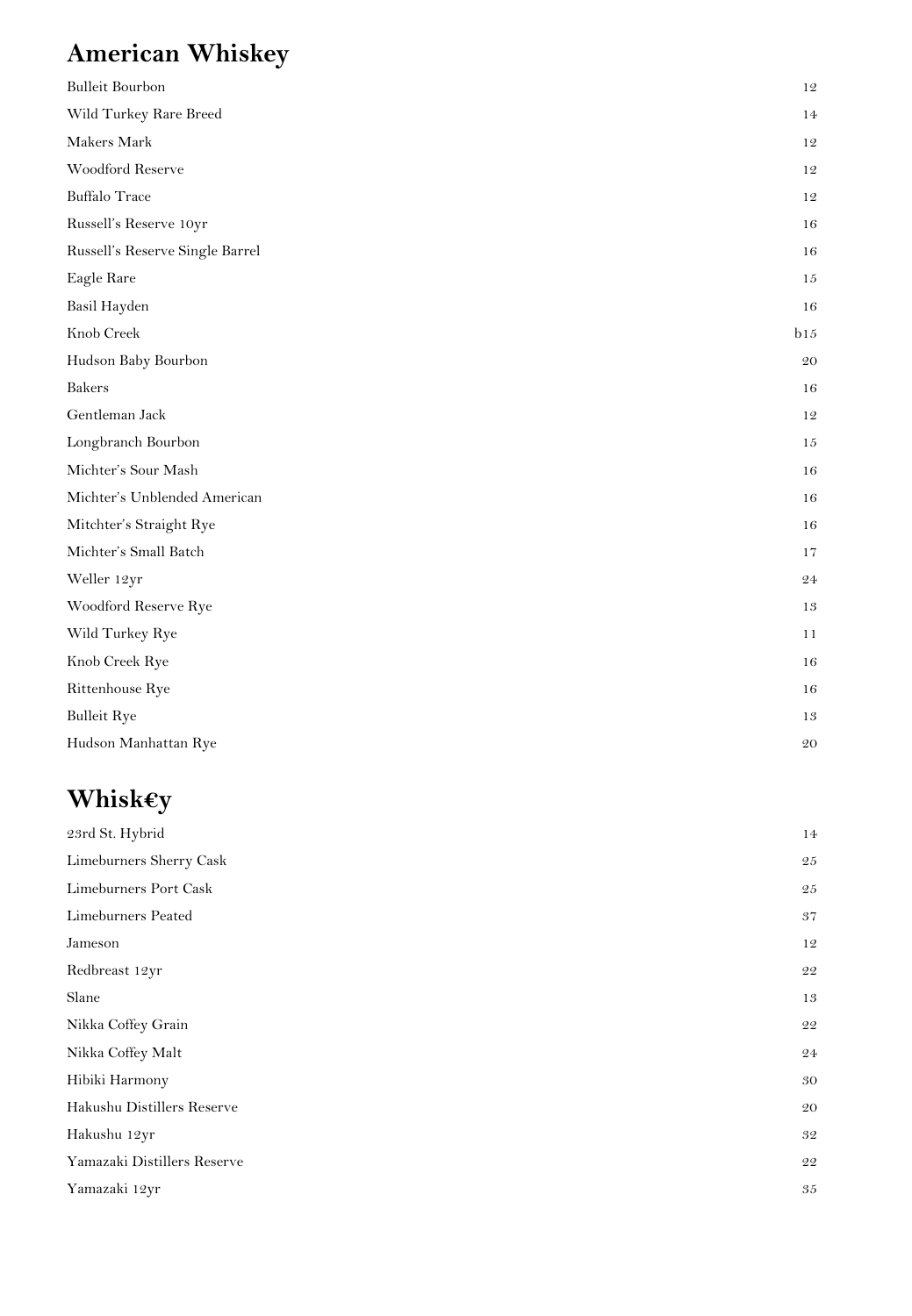## American Whiskey

| | |
|---|---|
| Bulleit Bourbon | 12 |
| Wild Turkey Rare Breed | 14 |
| Makers Mark | 12 |
| Woodford Reserve | 12 |
| Buffalo Trace | 12 |
| Russell's Reserve 10yr | 16 |
| Russell's Reserve Single Barrel | 16 |
| Eagle Rare | 15 |
| Basil Hayden | 16 |
| Knob Creek | b15 |
| Hudson Baby Bourbon | 20 |
| Bakers | 16 |
| Gentleman Jack | 12 |
| Longbranch Bourbon | 15 |
| Michter's Sour Mash | 16 |
| Michter's Unblended American | 16 |
| Mitchter's Straight Rye | 16 |
| Michter's Small Batch | 17 |
| Weller 12yr | 24 |
| Woodford Reserve Rye | 13 |
| Wild Turkey Rye | 11 |
| Knob Creek Rye | 16 |
| Rittenhouse Rye | 16 |
| Bulleit Rye | 13 |
| Hudson Manhattan Rye | 20 |

## Whisk€y

| | |
|---|---|
| 23rd St. Hybrid | 14 |
| Limeburners Sherry Cask | 25 |
| Limeburners Port Cask | 25 |
| Limeburners Peated | 37 |
| Jameson | 12 |
| Redbreast 12yr | 22 |
| Slane | 13 |
| Nikka Coffey Grain | 22 |
| Nikka Coffey Malt | 24 |
| Hibiki Harmony | 30 |
| Hakushu Distillers Reserve | 20 |
| Hakushu 12yr | 32 |
| Yamazaki Distillers Reserve | 22 |
| Yamazaki 12yr | 35 |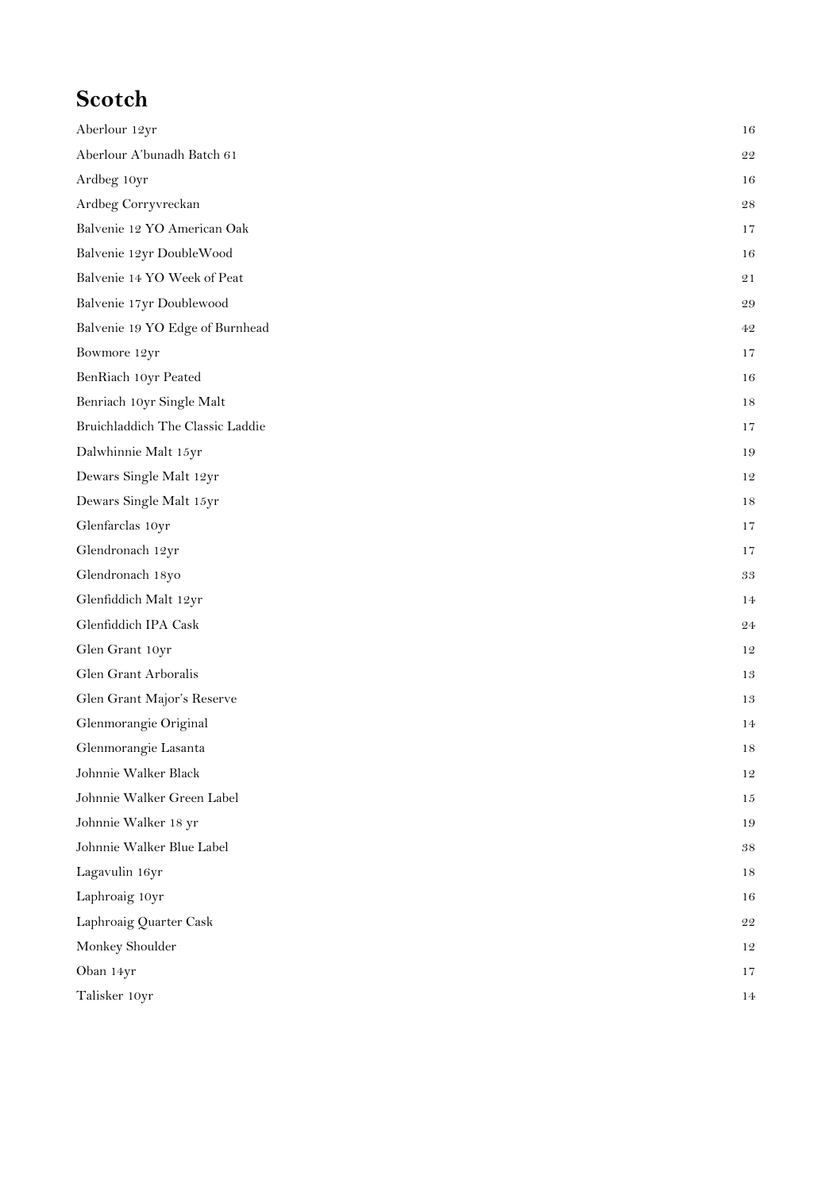# Scotch

| | |
|---|---|
| Aberlour 12yr | 16 |
| Aberlour A'bunadh Batch 61 | 22 |
| Ardbeg 10yr | 16 |
| Ardbeg Corryvreckan | 28 |
| Balvenie 12 YO American Oak | 17 |
| Balvenie 12yr DoubleWood | 16 |
| Balvenie 14 YO Week of Peat | 21 |
| Balvenie 17yr Doublewood | 29 |
| Balvenie 19 YO Edge of Burnhead | 42 |
| Bowmore 12yr | 17 |
| BenRiach 10yr Peated | 16 |
| Benriach 10yr Single Malt | 18 |
| Bruichladdich The Classic Laddie | 17 |
| Dalwhinnie Malt 15yr | 19 |
| Dewars Single Malt 12yr | 12 |
| Dewars Single Malt 15yr | 18 |
| Glenfarclas 10yr | 17 |
| Glendronach 12yr | 17 |
| Glendronach 18yo | 33 |
| Glenfiddich Malt 12yr | 14 |
| Glenfiddich IPA Cask | 24 |
| Glen Grant 10yr | 12 |
| Glen Grant Arboralis | 13 |
| Glen Grant Major's Reserve | 13 |
| Glenmorangie Original | 14 |
| Glenmorangie Lasanta | 18 |
| Johnnie Walker Black | 12 |
| Johnnie Walker Green Label | 15 |
| Johnnie Walker 18 yr | 19 |
| Johnnie Walker Blue Label | 38 |
| Lagavulin 16yr | 18 |
| Laphroaig 10yr | 16 |
| Laphroaig Quarter Cask | 22 |
| Monkey Shoulder | 12 |
| Oban 14yr | 17 |
| Talisker 10yr | 14 |